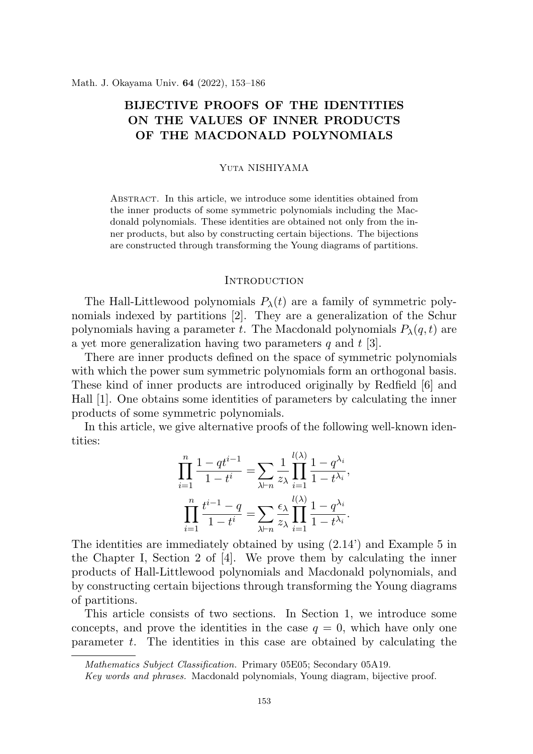# BIJECTIVE PROOFS OF THE IDENTITIES ON THE VALUES OF INNER PRODUCTS OF THE MACDONALD POLYNOMIALS

Yuta NISHIYAMA

Abstract. In this article, we introduce some identities obtained from the inner products of some symmetric polynomials including the Macdonald polynomials. These identities are obtained not only from the inner products, but also by constructing certain bijections. The bijections are constructed through transforming the Young diagrams of partitions.

## Introduction

The Hall-Littlewood polynomials $P_\lambda(t)$ are a family of symmetric polynomials indexed by partitions [2]. They are a generalization of the Schur polynomials having a parameter $t$. The Macdonald polynomials $P_\lambda(q,t)$ are a yet more generalization having two parameters $q$ and $t$ [3].

There are inner products defined on the space of symmetric polynomials with which the power sum symmetric polynomials form an orthogonal basis. These kind of inner products are introduced originally by Redfield [6] and Hall [1]. One obtains some identities of parameters by calculating the inner products of some symmetric polynomials.

In this article, we give alternative proofs of the following well-known identities:

$$\prod_{i=1}^{n} \frac{1-qt^{i-1}}{1-t^i} = \sum_{\lambda \vdash n} \frac{1}{z_\lambda} \prod_{i=1}^{l(\lambda)} \frac{1-q^{\lambda_i}}{1-t^{\lambda_i}},$$

$$\prod_{i=1}^{n} \frac{t^{i-1}-q}{1-t^i} = \sum_{\lambda \vdash n} \frac{\epsilon_\lambda}{z_\lambda} \prod_{i=1}^{l(\lambda)} \frac{1-q^{\lambda_i}}{1-t^{\lambda_i}}.$$

The identities are immediately obtained by using (2.14') and Example 5 in the Chapter I, Section 2 of [4]. We prove them by calculating the inner products of Hall-Littlewood polynomials and Macdonald polynomials, and by constructing certain bijections through transforming the Young diagrams of partitions.

This article consists of two sections. In Section 1, we introduce some concepts, and prove the identities in the case $q = 0$, which have only one parameter $t$. The identities in this case are obtained by calculating the

*Mathematics Subject Classification.* Primary 05E05; Secondary 05A19.

*Key words and phrases.* Macdonald polynomials, Young diagram, bijective proof.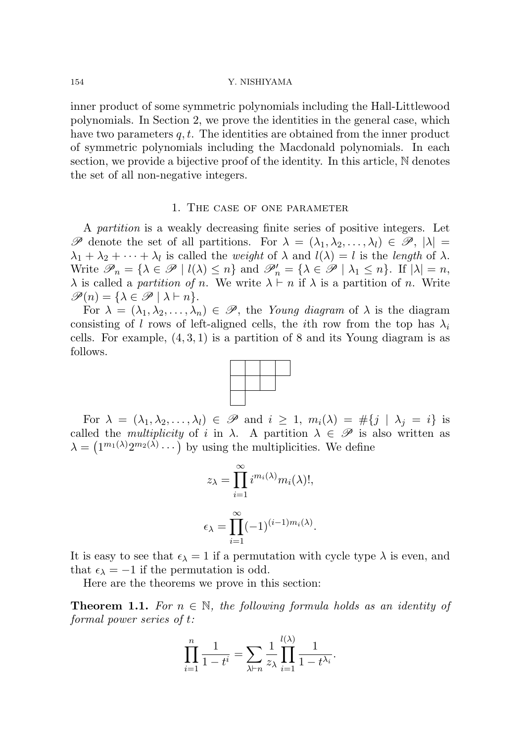inner product of some symmetric polynomials including the Hall-Littlewood polynomials. In Section 2, we prove the identities in the general case, which have two parameters $q, t$. The identities are obtained from the inner product of symmetric polynomials including the Macdonald polynomials. In each section, we provide a bijective proof of the identity. In this article, $\mathbb{N}$ denotes the set of all non-negative integers.

## 1. The case of one parameter

A *partition* is a weakly decreasing finite series of positive integers. Let $\mathscr{P}$ denote the set of all partitions. For $\lambda = (\lambda_1, \lambda_2, \ldots, \lambda_l) \in \mathscr{P}$, $|\lambda| = \lambda_1 + \lambda_2 + \cdots + \lambda_l$ is called the *weight* of $\lambda$ and $l(\lambda) = l$ is the *length* of $\lambda$. Write $\mathscr{P}_n = \{\lambda \in \mathscr{P} \mid l(\lambda) \leq n\}$ and $\mathscr{P}'_n = \{\lambda \in \mathscr{P} \mid \lambda_1 \leq n\}$. If $|\lambda| = n$, $\lambda$ is called a *partition of n*. We write $\lambda \vdash n$ if $\lambda$ is a partition of $n$. Write $\mathscr{P}(n) = \{\lambda \in \mathscr{P} \mid \lambda \vdash n\}$.

For $\lambda = (\lambda_1, \lambda_2, \ldots, \lambda_n) \in \mathscr{P}$, the *Young diagram* of $\lambda$ is the diagram consisting of $l$ rows of left-aligned cells, the $i$th row from the top has $\lambda_i$ cells. For example, $(4, 3, 1)$ is a partition of 8 and its Young diagram is as follows.

For $\lambda = (\lambda_1, \lambda_2, \ldots, \lambda_l) \in \mathscr{P}$ and $i \geq 1$, $m_i(\lambda) = \#\{j \mid \lambda_j = i\}$ is called the *multiplicity* of $i$ in $\lambda$. A partition $\lambda \in \mathscr{P}$ is also written as $\lambda = \left(1^{m_1(\lambda)} 2^{m_2(\lambda)} \cdots\right)$ by using the multiplicities. We define

$$z_\lambda = \prod_{i=1}^{\infty} i^{m_i(\lambda)} m_i(\lambda)!,$$

$$\epsilon_\lambda = \prod_{i=1}^{\infty} (-1)^{(i-1)m_i(\lambda)}.$$

It is easy to see that $\epsilon_\lambda = 1$ if a permutation with cycle type $\lambda$ is even, and that $\epsilon_\lambda = -1$ if the permutation is odd.

Here are the theorems we prove in this section:

**Theorem 1.1.** *For $n \in \mathbb{N}$, the following formula holds as an identity of formal power series of $t$:*

$$\prod_{i=1}^{n} \frac{1}{1 - t^i} = \sum_{\lambda \vdash n} \frac{1}{z_\lambda} \prod_{i=1}^{l(\lambda)} \frac{1}{1 - t^{\lambda_i}}.$$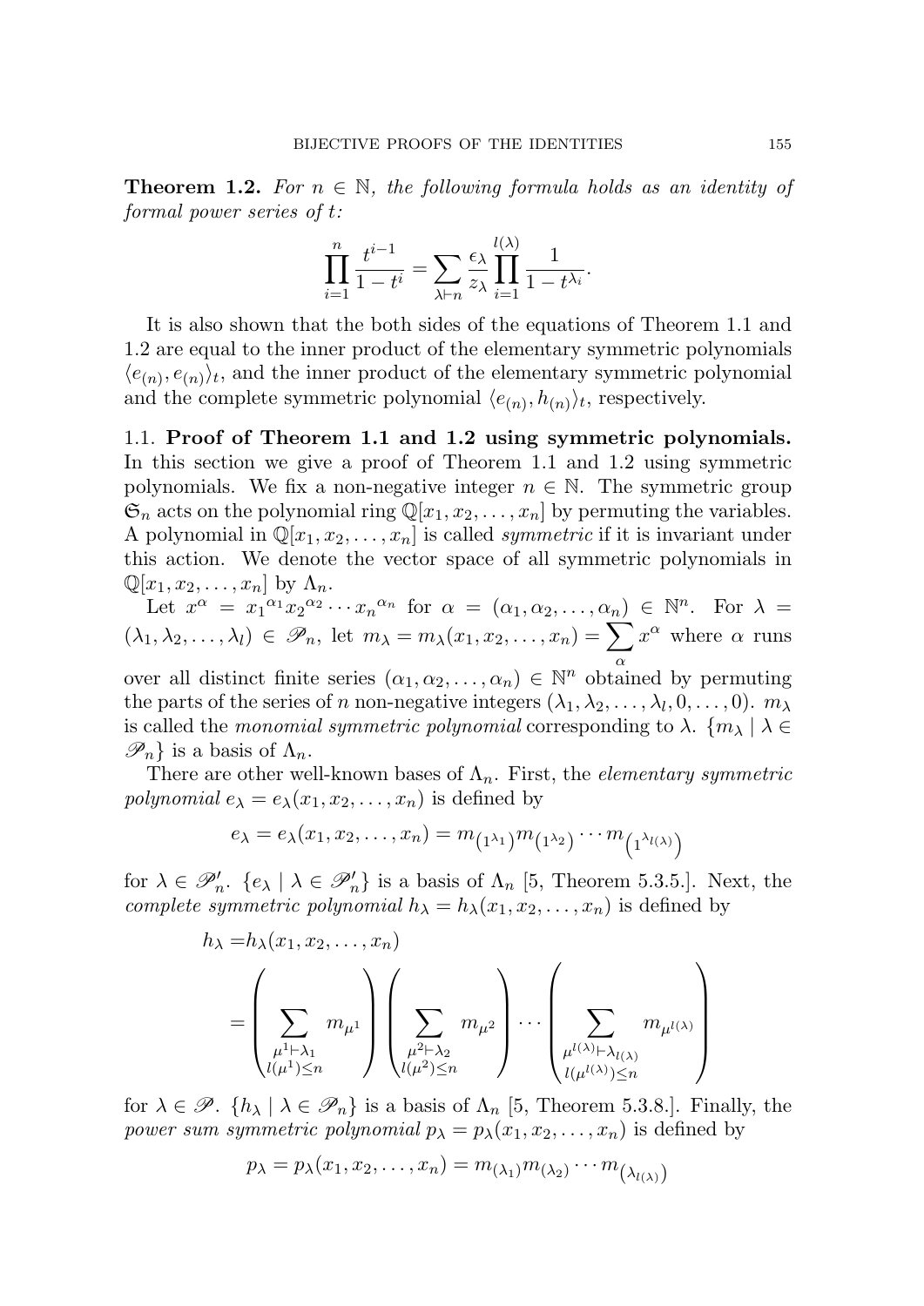**Theorem 1.2.** *For $n \in \mathbb{N}$, the following formula holds as an identity of formal power series of $t$:*

$$\prod_{i=1}^{n} \frac{t^{i-1}}{1-t^i} = \sum_{\lambda \vdash n} \frac{\epsilon_\lambda}{z_\lambda} \prod_{i=1}^{l(\lambda)} \frac{1}{1-t^{\lambda_i}}.$$

It is also shown that the both sides of the equations of Theorem 1.1 and 1.2 are equal to the inner product of the elementary symmetric polynomials $\langle e_{(n)}, e_{(n)} \rangle_t$, and the inner product of the elementary symmetric polynomial and the complete symmetric polynomial $\langle e_{(n)}, h_{(n)} \rangle_t$, respectively.

## 1.1. Proof of Theorem 1.1 and 1.2 using symmetric polynomials.

In this section we give a proof of Theorem 1.1 and 1.2 using symmetric polynomials. We fix a non-negative integer $n \in \mathbb{N}$. The symmetric group $\mathfrak{S}_n$ acts on the polynomial ring $\mathbb{Q}[x_1, x_2, \ldots, x_n]$ by permuting the variables. A polynomial in $\mathbb{Q}[x_1, x_2, \ldots, x_n]$ is called *symmetric* if it is invariant under this action. We denote the vector space of all symmetric polynomials in $\mathbb{Q}[x_1, x_2, \ldots, x_n]$ by $\Lambda_n$.

Let $x^\alpha = {x_1}^{\alpha_1} {x_2}^{\alpha_2} \cdots {x_n}^{\alpha_n}$ for $\alpha = (\alpha_1, \alpha_2, \ldots, \alpha_n) \in \mathbb{N}^n$. For $\lambda = (\lambda_1, \lambda_2, \ldots, \lambda_l) \in \mathscr{P}_n$, let $m_\lambda = m_\lambda(x_1, x_2, \ldots, x_n) = \sum_\alpha x^\alpha$ where $\alpha$ runs over all distinct finite series $(\alpha_1, \alpha_2, \ldots, \alpha_n) \in \mathbb{N}^n$ obtained by permuting the parts of the series of $n$ non-negative integers $(\lambda_1, \lambda_2, \ldots, \lambda_l, 0, \ldots, 0)$. $m_\lambda$ is called the *monomial symmetric polynomial* corresponding to $\lambda$. $\{m_\lambda \mid \lambda \in \mathscr{P}_n\}$ is a basis of $\Lambda_n$.

There are other well-known bases of $\Lambda_n$. First, the *elementary symmetric polynomial* $e_\lambda = e_\lambda(x_1, x_2, \ldots, x_n)$ is defined by

$$e_\lambda = e_\lambda(x_1, x_2, \ldots, x_n) = m_{\left(1^{\lambda_1}\right)} m_{\left(1^{\lambda_2}\right)} \cdots m_{\left(1^{\lambda_{l(\lambda)}}\right)}$$

for $\lambda \in \mathscr{P}'_n$. $\{e_\lambda \mid \lambda \in \mathscr{P}'_n\}$ is a basis of $\Lambda_n$ [5, Theorem 5.3.5.]. Next, the *complete symmetric polynomial* $h_\lambda = h_\lambda(x_1, x_2, \ldots, x_n)$ is defined by

$$\begin{aligned} h_\lambda =& h_\lambda(x_1, x_2, \ldots, x_n) \\ =& \left( \sum_{\substack{\mu^1 \vdash \lambda_1 \\ l(\mu^1) \leq n}} m_{\mu^1} \right) \left( \sum_{\substack{\mu^2 \vdash \lambda_2 \\ l(\mu^2) \leq n}} m_{\mu^2} \right) \cdots \left( \sum_{\substack{\mu^{l(\lambda)} \vdash \lambda_{l(\lambda)} \\ l(\mu^{l(\lambda)}) \leq n}} m_{\mu^{l(\lambda)}} \right) \end{aligned}$$

for $\lambda \in \mathscr{P}$. $\{h_\lambda \mid \lambda \in \mathscr{P}_n\}$ is a basis of $\Lambda_n$ [5, Theorem 5.3.8.]. Finally, the *power sum symmetric polynomial* $p_\lambda = p_\lambda(x_1, x_2, \ldots, x_n)$ is defined by

$$p_\lambda = p_\lambda(x_1, x_2, \ldots, x_n) = m_{(\lambda_1)} m_{(\lambda_2)} \cdots m_{\left(\lambda_{l(\lambda)}\right)}$$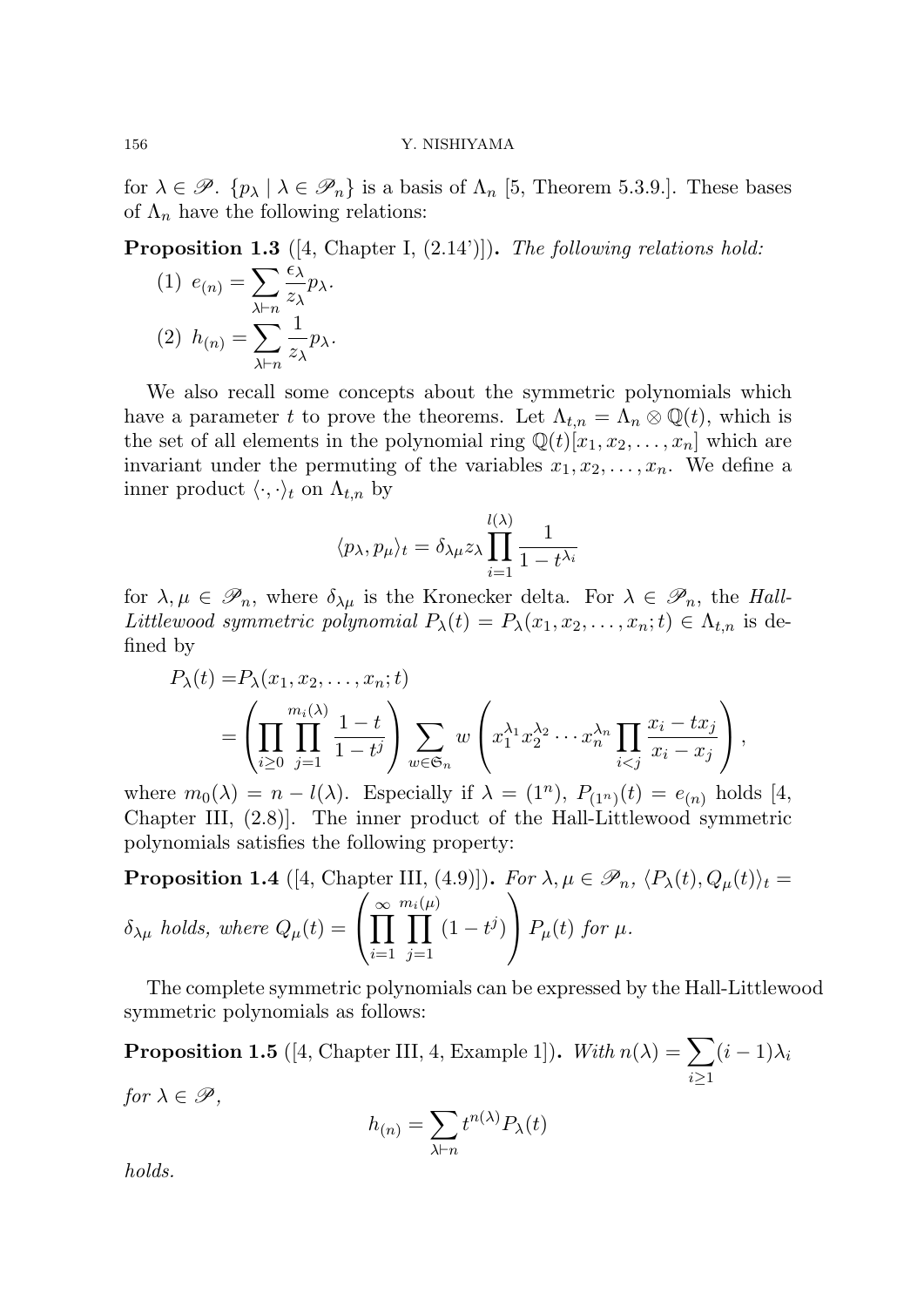for $\lambda \in \mathscr{P}$. $\{p_\lambda \mid \lambda \in \mathscr{P}_n\}$ is a basis of $\Lambda_n$ [5, Theorem 5.3.9.]. These bases of $\Lambda_n$ have the following relations:

**Proposition 1.3** ([4, Chapter I, (2.14')]). *The following relations hold:*

(1) $e_{(n)} = \displaystyle\sum_{\lambda \vdash n} \frac{\epsilon_\lambda}{z_\lambda} p_\lambda$.

(2) $h_{(n)} = \displaystyle\sum_{\lambda \vdash n} \frac{1}{z_\lambda} p_\lambda$.

We also recall some concepts about the symmetric polynomials which have a parameter $t$ to prove the theorems. Let $\Lambda_{t,n} = \Lambda_n \otimes \mathbb{Q}(t)$, which is the set of all elements in the polynomial ring $\mathbb{Q}(t)[x_1, x_2, \ldots, x_n]$ which are invariant under the permuting of the variables $x_1, x_2, \ldots, x_n$. We define a inner product $\langle \cdot, \cdot \rangle_t$ on $\Lambda_{t,n}$ by

$$\langle p_\lambda, p_\mu \rangle_t = \delta_{\lambda\mu} z_\lambda \prod_{i=1}^{l(\lambda)} \frac{1}{1 - t^{\lambda_i}}$$

for $\lambda, \mu \in \mathscr{P}_n$, where $\delta_{\lambda\mu}$ is the Kronecker delta. For $\lambda \in \mathscr{P}_n$, the *Hall-Littlewood symmetric polynomial* $P_\lambda(t) = P_\lambda(x_1, x_2, \ldots, x_n; t) \in \Lambda_{t,n}$ is defined by

$$\begin{aligned} P_\lambda(t) =& P_\lambda(x_1, x_2, \ldots, x_n; t) \\ =& \left( \prod_{i \geq 0} \prod_{j=1}^{m_i(\lambda)} \frac{1-t}{1-t^j} \right) \sum_{w \in \mathfrak{S}_n} w \left( x_1^{\lambda_1} x_2^{\lambda_2} \cdots x_n^{\lambda_n} \prod_{i<j} \frac{x_i - t x_j}{x_i - x_j} \right), \end{aligned}$$

where $m_0(\lambda) = n - l(\lambda)$. Especially if $\lambda = (1^n)$, $P_{(1^n)}(t) = e_{(n)}$ holds [4, Chapter III, (2.8)]. The inner product of the Hall-Littlewood symmetric polynomials satisfies the following property:

**Proposition 1.4** ([4, Chapter III, (4.9)]). *For $\lambda, \mu \in \mathscr{P}_n$, $\langle P_\lambda(t), Q_\mu(t) \rangle_t = \delta_{\lambda\mu}$ holds, where $Q_\mu(t) = \left( \displaystyle\prod_{i=1}^{\infty} \prod_{j=1}^{m_i(\mu)} (1 - t^j) \right) P_\mu(t)$ for $\mu$.*

The complete symmetric polynomials can be expressed by the Hall-Littlewood symmetric polynomials as follows:

**Proposition 1.5** ([4, Chapter III, 4, Example 1]). *With $n(\lambda) = \displaystyle\sum_{i \geq 1} (i-1)\lambda_i$ for $\lambda \in \mathscr{P}$,*

$$h_{(n)} = \sum_{\lambda \vdash n} t^{n(\lambda)} P_\lambda(t)$$

*holds.*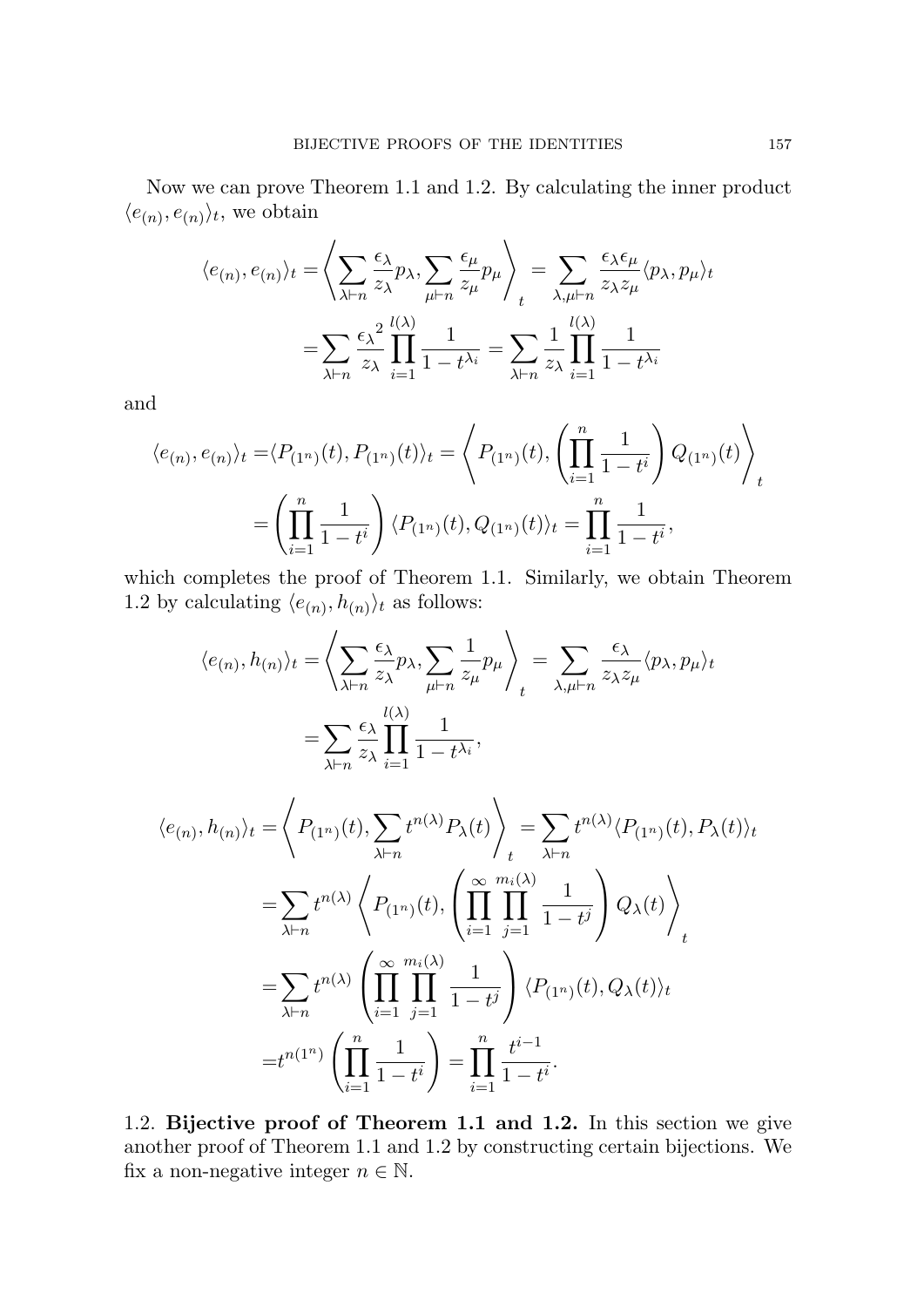Now we can prove Theorem 1.1 and 1.2. By calculating the inner product $\langle e_{(n)}, e_{(n)} \rangle_t$, we obtain

$$
\begin{aligned}
\langle e_{(n)}, e_{(n)} \rangle_t =& \left\langle \sum_{\lambda \vdash n} \frac{\epsilon_\lambda}{z_\lambda} p_\lambda, \sum_{\mu \vdash n} \frac{\epsilon_\mu}{z_\mu} p_\mu \right\rangle_t = \sum_{\lambda, \mu \vdash n} \frac{\epsilon_\lambda \epsilon_\mu}{z_\lambda z_\mu} \langle p_\lambda, p_\mu \rangle_t \\
=& \sum_{\lambda \vdash n} \frac{{\epsilon_\lambda}^2}{z_\lambda} \prod_{i=1}^{l(\lambda)} \frac{1}{1-t^{\lambda_i}} = \sum_{\lambda \vdash n} \frac{1}{z_\lambda} \prod_{i=1}^{l(\lambda)} \frac{1}{1-t^{\lambda_i}}
\end{aligned}
$$

and

$$
\begin{aligned}
\langle e_{(n)}, e_{(n)} \rangle_t =& \langle P_{(1^n)}(t), P_{(1^n)}(t) \rangle_t = \left\langle P_{(1^n)}(t), \left( \prod_{i=1}^{n} \frac{1}{1-t^i} \right) Q_{(1^n)}(t) \right\rangle_t \\
=& \left( \prod_{i=1}^{n} \frac{1}{1-t^i} \right) \langle P_{(1^n)}(t), Q_{(1^n)}(t) \rangle_t = \prod_{i=1}^{n} \frac{1}{1-t^i},
\end{aligned}
$$

which completes the proof of Theorem 1.1. Similarly, we obtain Theorem 1.2 by calculating $\langle e_{(n)}, h_{(n)} \rangle_t$ as follows:

$$
\begin{aligned}
\langle e_{(n)}, h_{(n)} \rangle_t =& \left\langle \sum_{\lambda \vdash n} \frac{\epsilon_\lambda}{z_\lambda} p_\lambda, \sum_{\mu \vdash n} \frac{1}{z_\mu} p_\mu \right\rangle_t = \sum_{\lambda, \mu \vdash n} \frac{\epsilon_\lambda}{z_\lambda z_\mu} \langle p_\lambda, p_\mu \rangle_t \\
=& \sum_{\lambda \vdash n} \frac{\epsilon_\lambda}{z_\lambda} \prod_{i=1}^{l(\lambda)} \frac{1}{1-t^{\lambda_i}},
\end{aligned}
$$

$$
\begin{aligned}
\langle e_{(n)}, h_{(n)} \rangle_t =& \left\langle P_{(1^n)}(t), \sum_{\lambda \vdash n} t^{n(\lambda)} P_\lambda(t) \right\rangle_t = \sum_{\lambda \vdash n} t^{n(\lambda)} \langle P_{(1^n)}(t), P_\lambda(t) \rangle_t \\
=& \sum_{\lambda \vdash n} t^{n(\lambda)} \left\langle P_{(1^n)}(t), \left( \prod_{i=1}^{\infty} \prod_{j=1}^{m_i(\lambda)} \frac{1}{1-t^j} \right) Q_\lambda(t) \right\rangle_t \\
=& \sum_{\lambda \vdash n} t^{n(\lambda)} \left( \prod_{i=1}^{\infty} \prod_{j=1}^{m_i(\lambda)} \frac{1}{1-t^j} \right) \langle P_{(1^n)}(t), Q_\lambda(t) \rangle_t \\
=& t^{n(1^n)} \left( \prod_{i=1}^{n} \frac{1}{1-t^i} \right) = \prod_{i=1}^{n} \frac{t^{i-1}}{1-t^i}.
\end{aligned}
$$

1.2. **Bijective proof of Theorem 1.1 and 1.2.** In this section we give another proof of Theorem 1.1 and 1.2 by constructing certain bijections. We fix a non-negative integer $n \in \mathbb{N}$.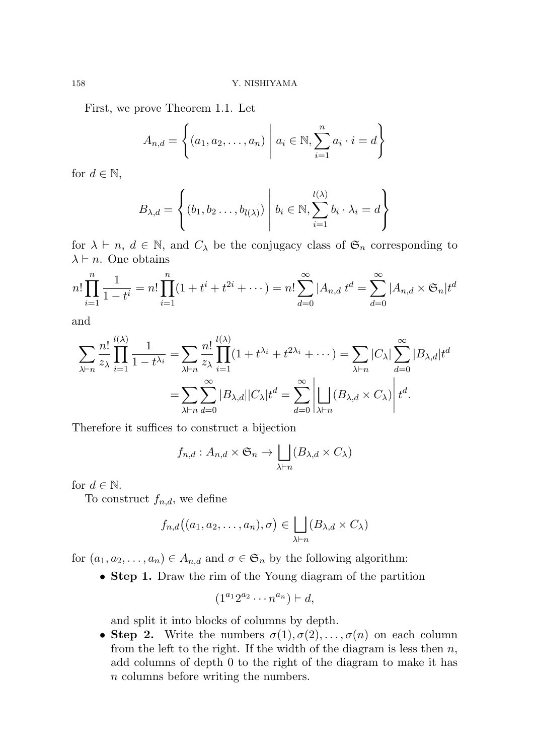First, we prove Theorem 1.1. Let

$$A_{n,d} = \left\{ (a_1, a_2, \ldots, a_n) \;\middle|\; a_i \in \mathbb{N}, \sum_{i=1}^{n} a_i \cdot i = d \right\}$$

for $d \in \mathbb{N}$,

$$B_{\lambda,d} = \left\{ (b_1, b_2 \ldots, b_{l(\lambda)}) \;\middle|\; b_i \in \mathbb{N}, \sum_{i=1}^{l(\lambda)} b_i \cdot \lambda_i = d \right\}$$

for $\lambda \vdash n$, $d \in \mathbb{N}$, and $C_\lambda$ be the conjugacy class of $\mathfrak{S}_n$ corresponding to $\lambda \vdash n$. One obtains

$$n! \prod_{i=1}^{n} \frac{1}{1-t^i} = n! \prod_{i=1}^{n} (1 + t^i + t^{2i} + \cdots) = n! \sum_{d=0}^{\infty} |A_{n,d}| t^d = \sum_{d=0}^{\infty} |A_{n,d} \times \mathfrak{S}_n| t^d$$

and

$$\begin{aligned}
\sum_{\lambda \vdash n} \frac{n!}{z_\lambda} \prod_{i=1}^{l(\lambda)} \frac{1}{1-t^{\lambda_i}} &= \sum_{\lambda \vdash n} \frac{n!}{z_\lambda} \prod_{i=1}^{l(\lambda)} (1 + t^{\lambda_i} + t^{2\lambda_i} + \cdots) = \sum_{\lambda \vdash n} |C_\lambda| \sum_{d=0}^{\infty} |B_{\lambda,d}| t^d \\
&= \sum_{\lambda \vdash n} \sum_{d=0}^{\infty} |B_{\lambda,d}||C_\lambda| t^d = \sum_{d=0}^{\infty} \left| \bigsqcup_{\lambda \vdash n} (B_{\lambda,d} \times C_\lambda) \right| t^d.
\end{aligned}$$

Therefore it suffices to construct a bijection

$$f_{n,d} : A_{n,d} \times \mathfrak{S}_n \to \bigsqcup_{\lambda \vdash n} (B_{\lambda,d} \times C_\lambda)$$

for $d \in \mathbb{N}$.

To construct $f_{n,d}$, we define

$$f_{n,d}\big((a_1, a_2, \ldots, a_n), \sigma\big) \in \bigsqcup_{\lambda \vdash n} (B_{\lambda,d} \times C_\lambda)$$

for $(a_1, a_2, \ldots, a_n) \in A_{n,d}$ and $\sigma \in \mathfrak{S}_n$ by the following algorithm:

- **Step 1.** Draw the rim of the Young diagram of the partition

$$(1^{a_1} 2^{a_2} \cdots n^{a_n}) \vdash d,$$

 and split it into blocks of columns by depth.
- **Step 2.** Write the numbers $\sigma(1), \sigma(2), \ldots, \sigma(n)$ on each column from the left to the right. If the width of the diagram is less then $n$, add columns of depth 0 to the right of the diagram to make it has $n$ columns before writing the numbers.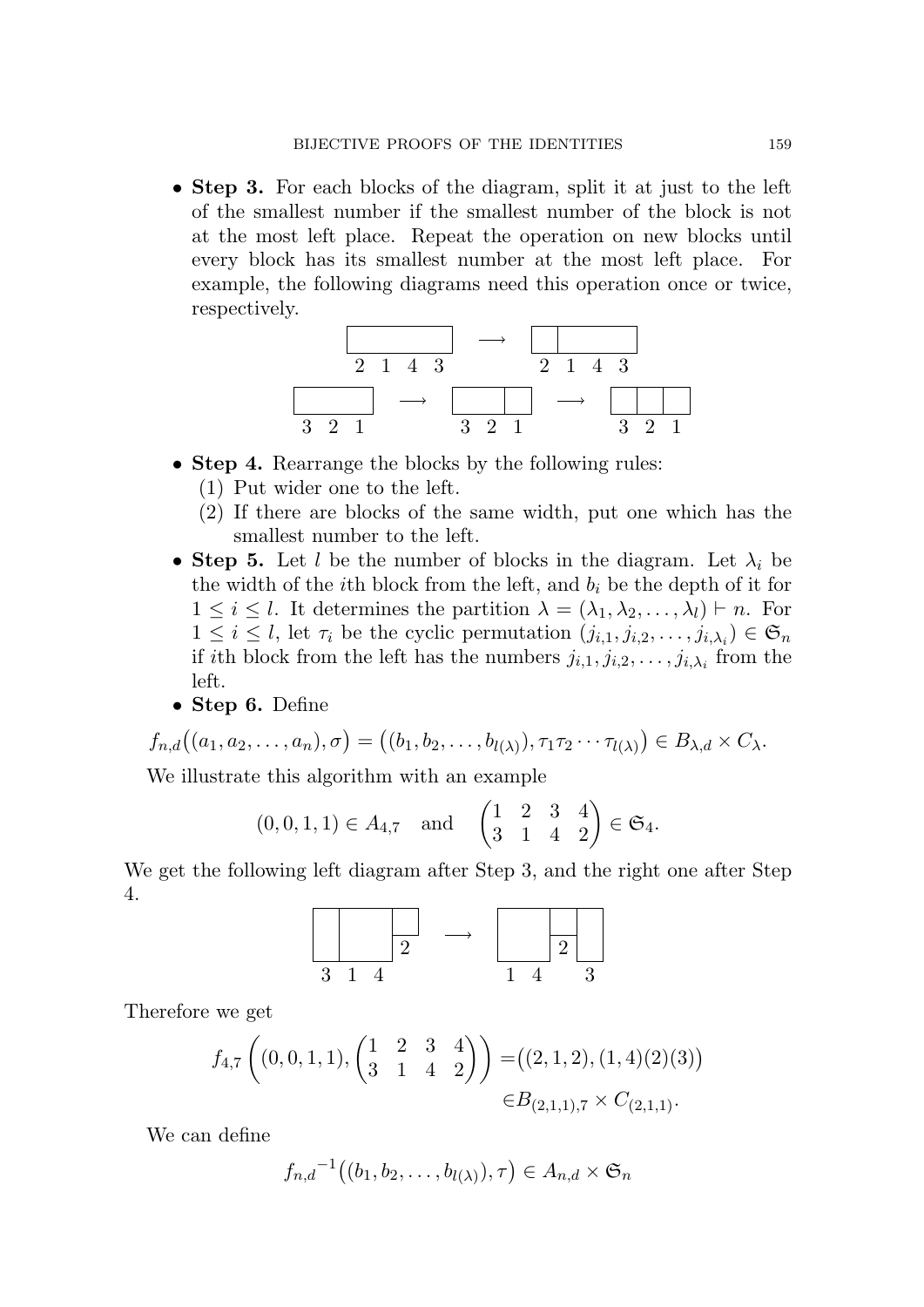- **Step 3.** For each blocks of the diagram, split it at just to the left of the smallest number if the smallest number of the block is not at the most left place. Repeat the operation on new blocks until every block has its smallest number at the most left place. For example, the following diagrams need this operation once or twice, respectively.

- **Step 4.** Rearrange the blocks by the following rules:
  1. Put wider one to the left.
  2. If there are blocks of the same width, put one which has the smallest number to the left.
- **Step 5.** Let $l$ be the number of blocks in the diagram. Let $\lambda_i$ be the width of the $i$th block from the left, and $b_i$ be the depth of it for $1 \leq i \leq l$. It determines the partition $\lambda = (\lambda_1, \lambda_2, \ldots, \lambda_l) \vdash n$. For $1 \leq i \leq l$, let $\tau_i$ be the cyclic permutation $(j_{i,1}, j_{i,2}, \ldots, j_{i,\lambda_i}) \in \mathfrak{S}_n$ if $i$th block from the left has the numbers $j_{i,1}, j_{i,2}, \ldots, j_{i,\lambda_i}$ from the left.
- **Step 6.** Define

$$f_{n,d}\big((a_1, a_2, \ldots, a_n), \sigma\big) = \big((b_1, b_2, \ldots, b_{l(\lambda)}), \tau_1\tau_2 \cdots \tau_{l(\lambda)}\big) \in B_{\lambda,d} \times C_\lambda.$$

We illustrate this algorithm with an example

$$(0, 0, 1, 1) \in A_{4,7} \quad \text{and} \quad \begin{pmatrix} 1 & 2 & 3 & 4 \\ 3 & 1 & 4 & 2 \end{pmatrix} \in \mathfrak{S}_4.$$

We get the following left diagram after Step 3, and the right one after Step 4.

Therefore we get

$$f_{4,7}\left((0, 0, 1, 1), \begin{pmatrix} 1 & 2 & 3 & 4 \\ 3 & 1 & 4 & 2 \end{pmatrix}\right) = \big((2, 1, 2), (1, 4)(2)(3)\big) \in B_{(2,1,1),7} \times C_{(2,1,1)}.$$

We can define

$$f_{n,d}{}^{-1}\big((b_1, b_2, \ldots, b_{l(\lambda)}), \tau\big) \in A_{n,d} \times \mathfrak{S}_n$$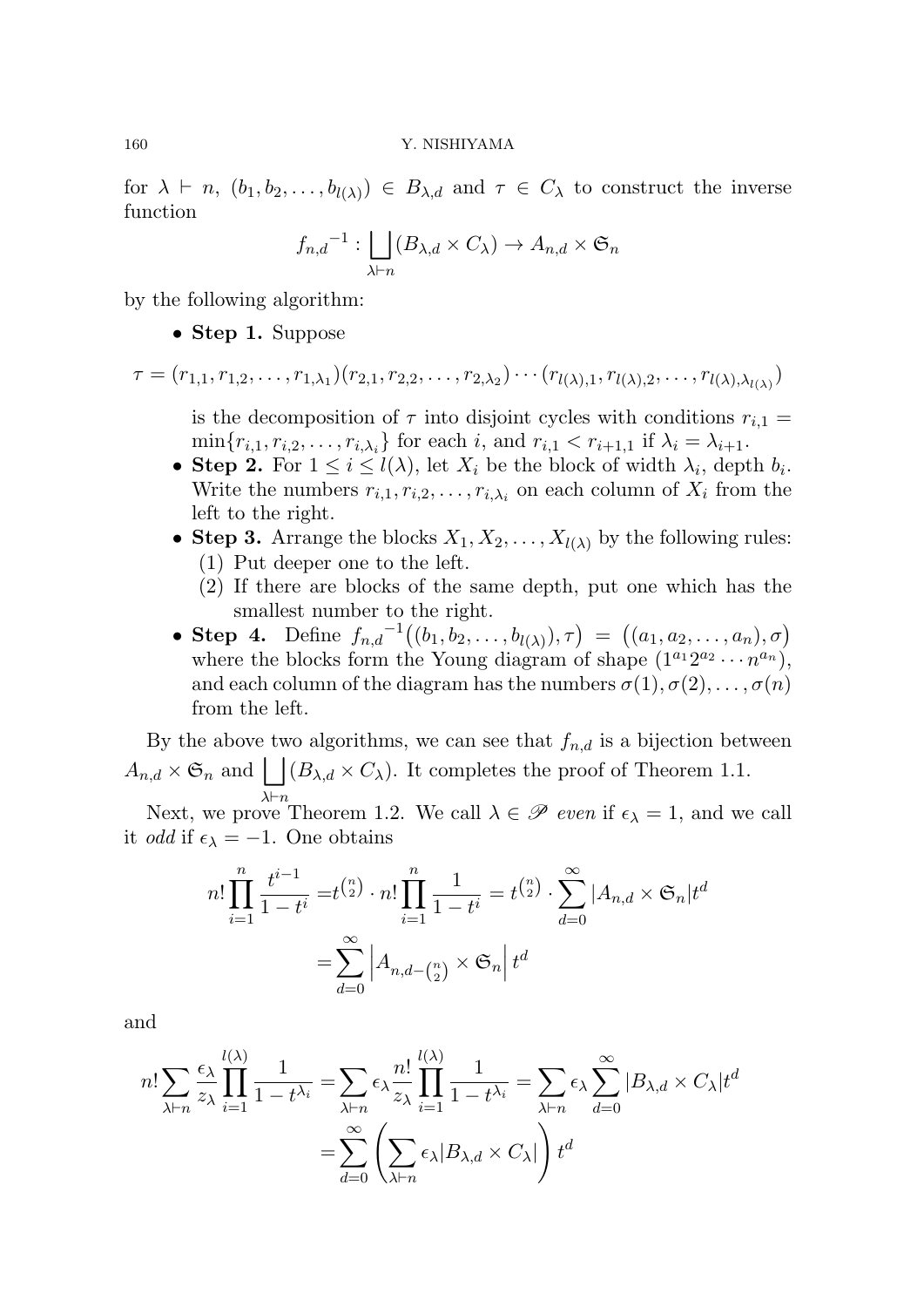for $\lambda \vdash n$, $(b_1, b_2, \ldots, b_{l(\lambda)}) \in B_{\lambda,d}$ and $\tau \in C_\lambda$ to construct the inverse function

$$f_{n,d}{}^{-1} : \bigsqcup_{\lambda \vdash n} (B_{\lambda,d} \times C_\lambda) \to A_{n,d} \times \mathfrak{S}_n$$

by the following algorithm:

- **Step 1.** Suppose

$$\tau = (r_{1,1}, r_{1,2}, \ldots, r_{1,\lambda_1})(r_{2,1}, r_{2,2}, \ldots, r_{2,\lambda_2}) \cdots (r_{l(\lambda),1}, r_{l(\lambda),2}, \ldots, r_{l(\lambda),\lambda_{l(\lambda)}})$$

  is the decomposition of $\tau$ into disjoint cycles with conditions $r_{i,1} = \min\{r_{i,1}, r_{i,2}, \ldots, r_{i,\lambda_i}\}$ for each $i$, and $r_{i,1} < r_{i+1,1}$ if $\lambda_i = \lambda_{i+1}$.
- **Step 2.** For $1 \le i \le l(\lambda)$, let $X_i$ be the block of width $\lambda_i$, depth $b_i$. Write the numbers $r_{i,1}, r_{i,2}, \ldots, r_{i,\lambda_i}$ on each column of $X_i$ from the left to the right.
- **Step 3.** Arrange the blocks $X_1, X_2, \ldots, X_{l(\lambda)}$ by the following rules:
  (1) Put deeper one to the left.
  (2) If there are blocks of the same depth, put one which has the smallest number to the right.
- **Step 4.** Define $f_{n,d}{}^{-1}\big((b_1, b_2, \ldots, b_{l(\lambda)}), \tau\big) = \big((a_1, a_2, \ldots, a_n), \sigma\big)$ where the blocks form the Young diagram of shape $(1^{a_1} 2^{a_2} \cdots n^{a_n})$, and each column of the diagram has the numbers $\sigma(1), \sigma(2), \ldots, \sigma(n)$ from the left.

By the above two algorithms, we can see that $f_{n,d}$ is a bijection between $A_{n,d} \times \mathfrak{S}_n$ and $\bigsqcup_{\lambda \vdash n} (B_{\lambda,d} \times C_\lambda)$. It completes the proof of Theorem 1.1.

Next, we prove Theorem 1.2. We call $\lambda \in \mathscr{P}$ *even* if $\epsilon_\lambda = 1$, and we call it *odd* if $\epsilon_\lambda = -1$. One obtains

$$\begin{aligned} n! \prod_{i=1}^{n} \frac{t^{i-1}}{1-t^i} &= t^{\binom{n}{2}} \cdot n! \prod_{i=1}^{n} \frac{1}{1-t^i} = t^{\binom{n}{2}} \cdot \sum_{d=0}^{\infty} |A_{n,d} \times \mathfrak{S}_n| t^d \\ &= \sum_{d=0}^{\infty} \Big| A_{n,d-\binom{n}{2}} \times \mathfrak{S}_n \Big| \, t^d \end{aligned}$$

and

$$\begin{aligned} n! \sum_{\lambda \vdash n} \frac{\epsilon_\lambda}{z_\lambda} \prod_{i=1}^{l(\lambda)} \frac{1}{1-t^{\lambda_i}} &= \sum_{\lambda \vdash n} \epsilon_\lambda \frac{n!}{z_\lambda} \prod_{i=1}^{l(\lambda)} \frac{1}{1-t^{\lambda_i}} = \sum_{\lambda \vdash n} \epsilon_\lambda \sum_{d=0}^{\infty} |B_{\lambda,d} \times C_\lambda| t^d \\ &= \sum_{d=0}^{\infty} \left( \sum_{\lambda \vdash n} \epsilon_\lambda |B_{\lambda,d} \times C_\lambda| \right) t^d \end{aligned}$$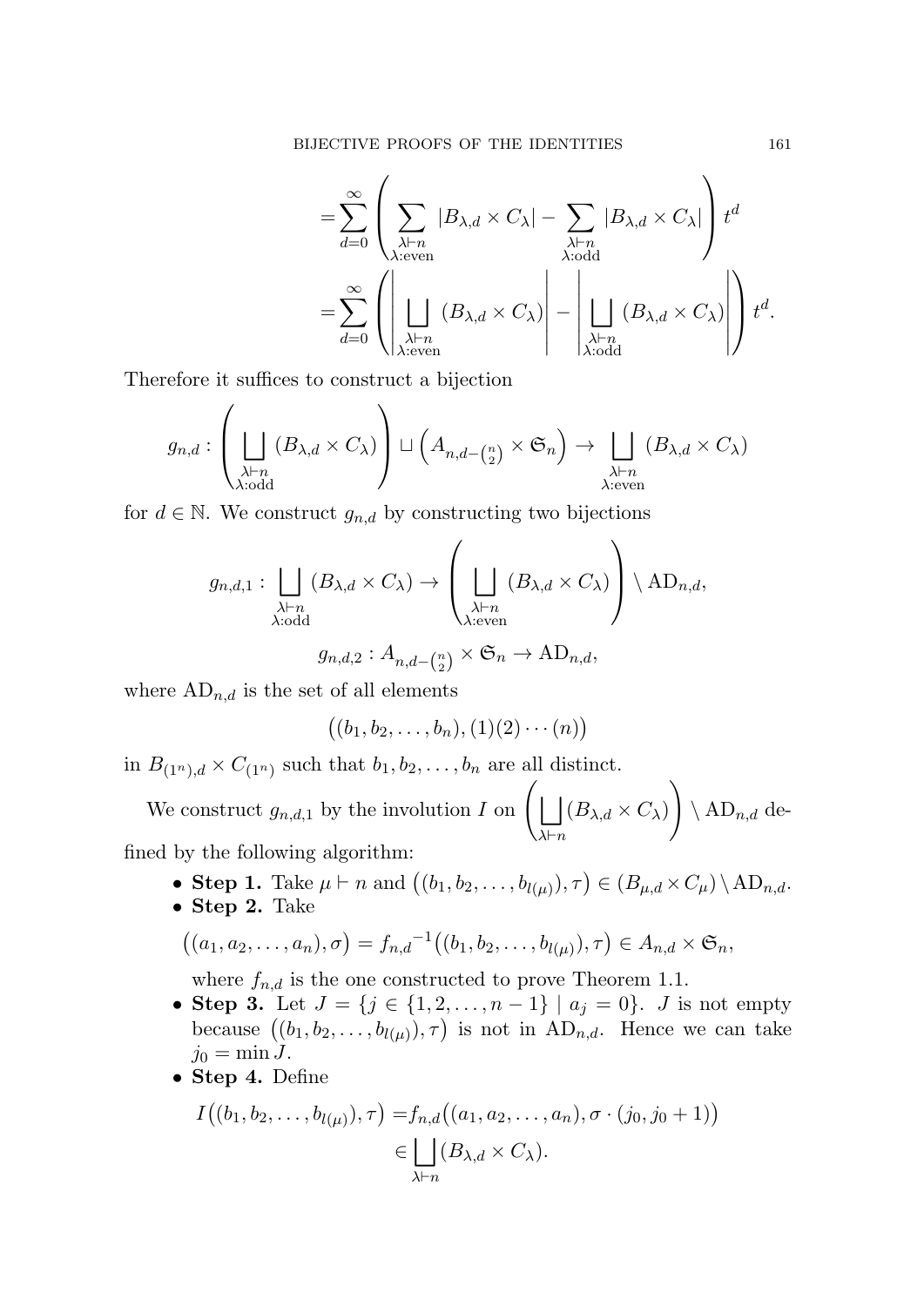$$=\sum_{d=0}^{\infty}\left(\sum_{\substack{\lambda\vdash n\\ \lambda:\text{even}}}|B_{\lambda,d}\times C_\lambda|-\sum_{\substack{\lambda\vdash n\\ \lambda:\text{odd}}}|B_{\lambda,d}\times C_\lambda|\right)t^d$$

$$=\sum_{d=0}^{\infty}\left(\left|\bigsqcup_{\substack{\lambda\vdash n\\ \lambda:\text{even}}}(B_{\lambda,d}\times C_\lambda)\right|-\left|\bigsqcup_{\substack{\lambda\vdash n\\ \lambda:\text{odd}}}(B_{\lambda,d}\times C_\lambda)\right|\right)t^d.$$

Therefore it suffices to construct a bijection

$$g_{n,d}:\left(\bigsqcup_{\substack{\lambda\vdash n\\ \lambda:\text{odd}}}(B_{\lambda,d}\times C_\lambda)\right)\sqcup\left(A_{n,d-\binom{n}{2}}\times\mathfrak{S}_n\right)\to\bigsqcup_{\substack{\lambda\vdash n\\ \lambda:\text{even}}}(B_{\lambda,d}\times C_\lambda)$$

for $d\in\mathbb{N}$. We construct $g_{n,d}$ by constructing two bijections

$$g_{n,d,1}:\bigsqcup_{\substack{\lambda\vdash n\\ \lambda:\text{odd}}}(B_{\lambda,d}\times C_\lambda)\to\left(\bigsqcup_{\substack{\lambda\vdash n\\ \lambda:\text{even}}}(B_{\lambda,d}\times C_\lambda)\right)\setminus\mathrm{AD}_{n,d},$$

$$g_{n,d,2}:A_{n,d-\binom{n}{2}}\times\mathfrak{S}_n\to\mathrm{AD}_{n,d},$$

where $\mathrm{AD}_{n,d}$ is the set of all elements

$$\big((b_1,b_2,\ldots,b_n),(1)(2)\cdots(n)\big)$$

in $B_{(1^n),d}\times C_{(1^n)}$ such that $b_1,b_2,\ldots,b_n$ are all distinct.

We construct $g_{n,d,1}$ by the involution $I$ on $\left(\bigsqcup_{\lambda\vdash n}(B_{\lambda,d}\times C_\lambda)\right)\setminus\mathrm{AD}_{n,d}$ defined by the following algorithm:

- **Step 1.** Take $\mu\vdash n$ and $\big((b_1,b_2,\ldots,b_{l(\mu)}),\tau\big)\in(B_{\mu,d}\times C_\mu)\setminus\mathrm{AD}_{n,d}$.
- **Step 2.** Take

$$\big((a_1,a_2,\ldots,a_n),\sigma\big)={f_{n,d}}^{-1}\big((b_1,b_2,\ldots,b_{l(\mu)}),\tau\big)\in A_{n,d}\times\mathfrak{S}_n,$$

  where $f_{n,d}$ is the one constructed to prove Theorem 1.1.
- **Step 3.** Let $J=\{j\in\{1,2,\ldots,n-1\}\mid a_j=0\}$. $J$ is not empty because $\big((b_1,b_2,\ldots,b_{l(\mu)}),\tau\big)$ is not in $\mathrm{AD}_{n,d}$. Hence we can take $j_0=\min J$.
- **Step 4.** Define

$$I\big((b_1,b_2,\ldots,b_{l(\mu)}),\tau\big)=f_{n,d}\big((a_1,a_2,\ldots,a_n),\sigma\cdot(j_0,j_0+1)\big)\in\bigsqcup_{\lambda\vdash n}(B_{\lambda,d}\times C_\lambda).$$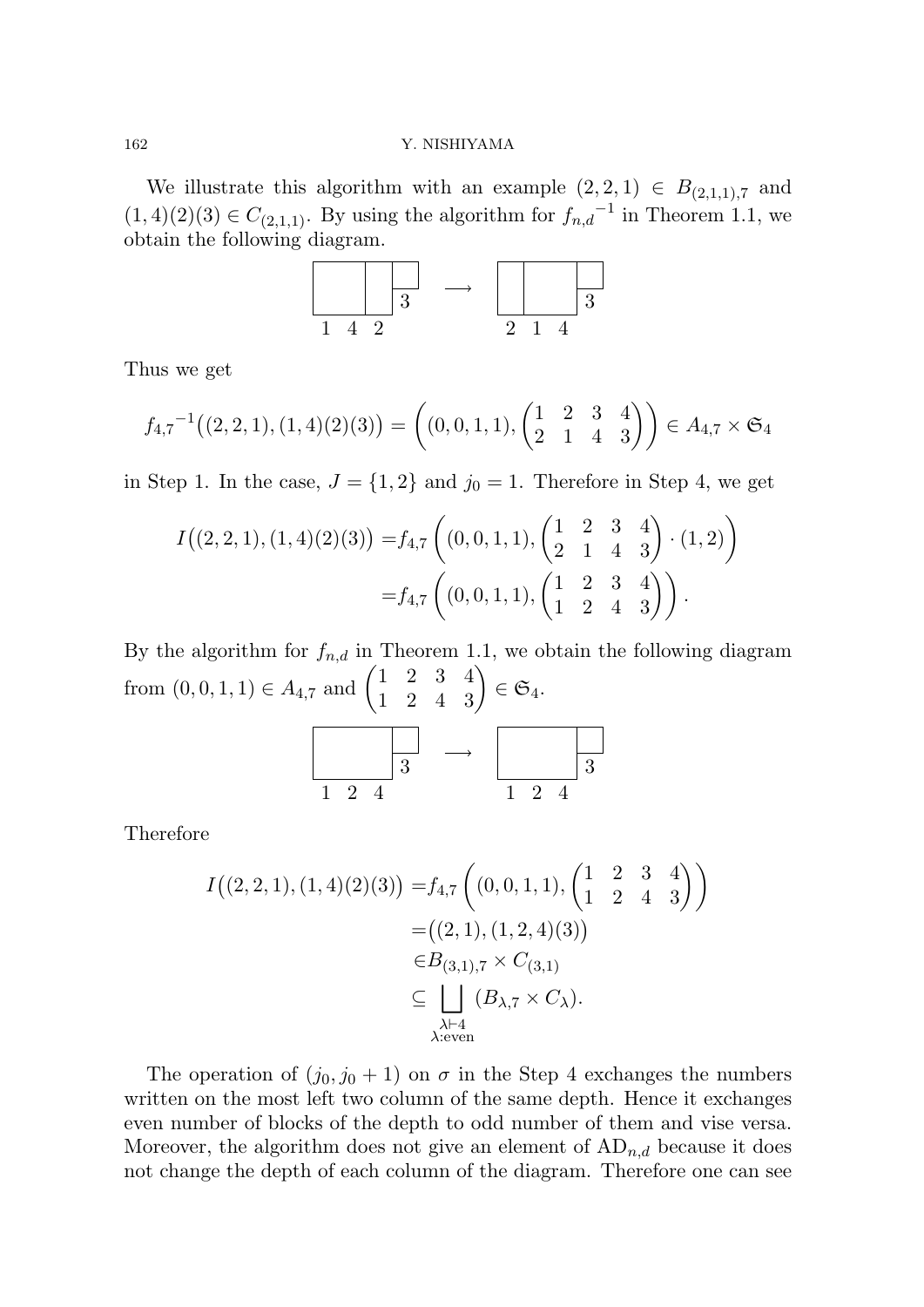We illustrate this algorithm with an example $(2,2,1) \in B_{(2,1,1),7}$ and $(1,4)(2)(3) \in C_{(2,1,1)}$. By using the algorithm for ${f_{n,d}}^{-1}$ in Theorem 1.1, we obtain the following diagram.

$$\begin{array}{ccc} \text{(diagram)} \; 1\;4\;2 \;\; 3 & \longrightarrow & \text{(diagram)} \; 2\;1\;4 \;\; 3 \end{array}$$

Thus we get

$${f_{4,7}}^{-1}\big((2,2,1),(1,4)(2)(3)\big) = \left((0,0,1,1), \begin{pmatrix} 1 & 2 & 3 & 4 \\ 2 & 1 & 4 & 3 \end{pmatrix}\right) \in A_{4,7} \times \mathfrak{S}_4$$

in Step 1. In the case, $J = \{1,2\}$ and $j_0 = 1$. Therefore in Step 4, we get

$$\begin{aligned} I\big((2,2,1),(1,4)(2)(3)\big) =& f_{4,7}\left((0,0,1,1), \begin{pmatrix} 1 & 2 & 3 & 4 \\ 2 & 1 & 4 & 3 \end{pmatrix} \cdot (1,2)\right) \\ =& f_{4,7}\left((0,0,1,1), \begin{pmatrix} 1 & 2 & 3 & 4 \\ 1 & 2 & 4 & 3 \end{pmatrix}\right). \end{aligned}$$

By the algorithm for $f_{n,d}$ in Theorem 1.1, we obtain the following diagram from $(0,0,1,1) \in A_{4,7}$ and $\begin{pmatrix} 1 & 2 & 3 & 4 \\ 1 & 2 & 4 & 3 \end{pmatrix} \in \mathfrak{S}_4$.

$$\begin{array}{ccc} \text{(diagram)} \; 1\;2\;4 \;\; 3 & \longrightarrow & \text{(diagram)} \; 1\;2\;4 \;\; 3 \end{array}$$

Therefore

$$\begin{aligned} I\big((2,2,1),(1,4)(2)(3)\big) =& f_{4,7}\left((0,0,1,1), \begin{pmatrix} 1 & 2 & 3 & 4 \\ 1 & 2 & 4 & 3 \end{pmatrix}\right) \\ =& \big((2,1),(1,2,4)(3)\big) \\ \in& B_{(3,1),7} \times C_{(3,1)} \\ \subseteq& \bigsqcup_{\substack{\lambda \vdash 4 \\ \lambda:\text{even}}} (B_{\lambda,7} \times C_\lambda). \end{aligned}$$

The operation of $(j_0, j_0+1)$ on $\sigma$ in the Step 4 exchanges the numbers written on the most left two column of the same depth. Hence it exchanges even number of blocks of the depth to odd number of them and vise versa. Moreover, the algorithm does not give an element of $\mathrm{AD}_{n,d}$ because it does not change the depth of each column of the diagram. Therefore one can see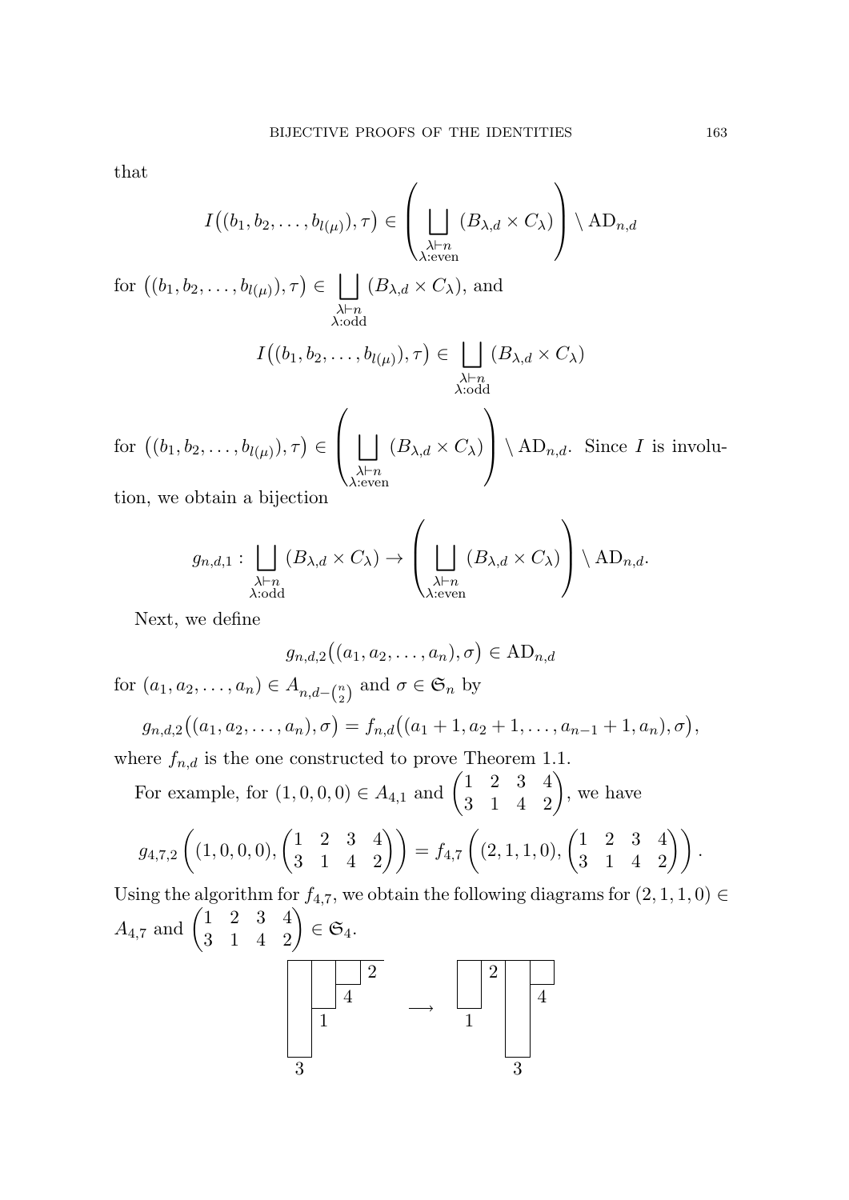that

$$I\big((b_1, b_2, \ldots, b_{l(\mu)}), \tau\big) \in \left( \bigsqcup_{\substack{\lambda \vdash n \\ \lambda:\text{even}}} (B_{\lambda,d} \times C_\lambda) \right) \setminus \mathrm{AD}_{n,d}$$

for $\big((b_1, b_2, \ldots, b_{l(\mu)}), \tau\big) \in \bigsqcup_{\substack{\lambda \vdash n \\ \lambda:\text{odd}}} (B_{\lambda,d} \times C_\lambda)$, and

$$I\big((b_1, b_2, \ldots, b_{l(\mu)}), \tau\big) \in \bigsqcup_{\substack{\lambda \vdash n \\ \lambda:\text{odd}}} (B_{\lambda,d} \times C_\lambda)$$

for $\big((b_1, b_2, \ldots, b_{l(\mu)}), \tau\big) \in \left( \bigsqcup_{\substack{\lambda \vdash n \\ \lambda:\text{even}}} (B_{\lambda,d} \times C_\lambda) \right) \setminus \mathrm{AD}_{n,d}$. Since $I$ is involution, we obtain a bijection

$$g_{n,d,1} : \bigsqcup_{\substack{\lambda \vdash n \\ \lambda:\text{odd}}} (B_{\lambda,d} \times C_\lambda) \to \left( \bigsqcup_{\substack{\lambda \vdash n \\ \lambda:\text{even}}} (B_{\lambda,d} \times C_\lambda) \right) \setminus \mathrm{AD}_{n,d}.$$

Next, we define

$$g_{n,d,2}\big((a_1, a_2, \ldots, a_n), \sigma\big) \in \mathrm{AD}_{n,d}$$

for $(a_1, a_2, \ldots, a_n) \in A_{n,d-\binom{n}{2}}$ and $\sigma \in \mathfrak{S}_n$ by

$$g_{n,d,2}\big((a_1, a_2, \ldots, a_n), \sigma\big) = f_{n,d}\big((a_1 + 1, a_2 + 1, \ldots, a_{n-1} + 1, a_n), \sigma\big),$$

where $f_{n,d}$ is the one constructed to prove Theorem 1.1.

For example, for $(1, 0, 0, 0) \in A_{4,1}$ and $\begin{pmatrix} 1 & 2 & 3 & 4 \\ 3 & 1 & 4 & 2 \end{pmatrix}$, we have

$$g_{4,7,2}\left( (1, 0, 0, 0), \begin{pmatrix} 1 & 2 & 3 & 4 \\ 3 & 1 & 4 & 2 \end{pmatrix} \right) = f_{4,7}\left( (2, 1, 1, 0), \begin{pmatrix} 1 & 2 & 3 & 4 \\ 3 & 1 & 4 & 2 \end{pmatrix} \right).$$

Using the algorithm for $f_{4,7}$, we obtain the following diagrams for $(2, 1, 1, 0) \in A_{4,7}$ and $\begin{pmatrix} 1 & 2 & 3 & 4 \\ 3 & 1 & 4 & 2 \end{pmatrix} \in \mathfrak{S}_4$.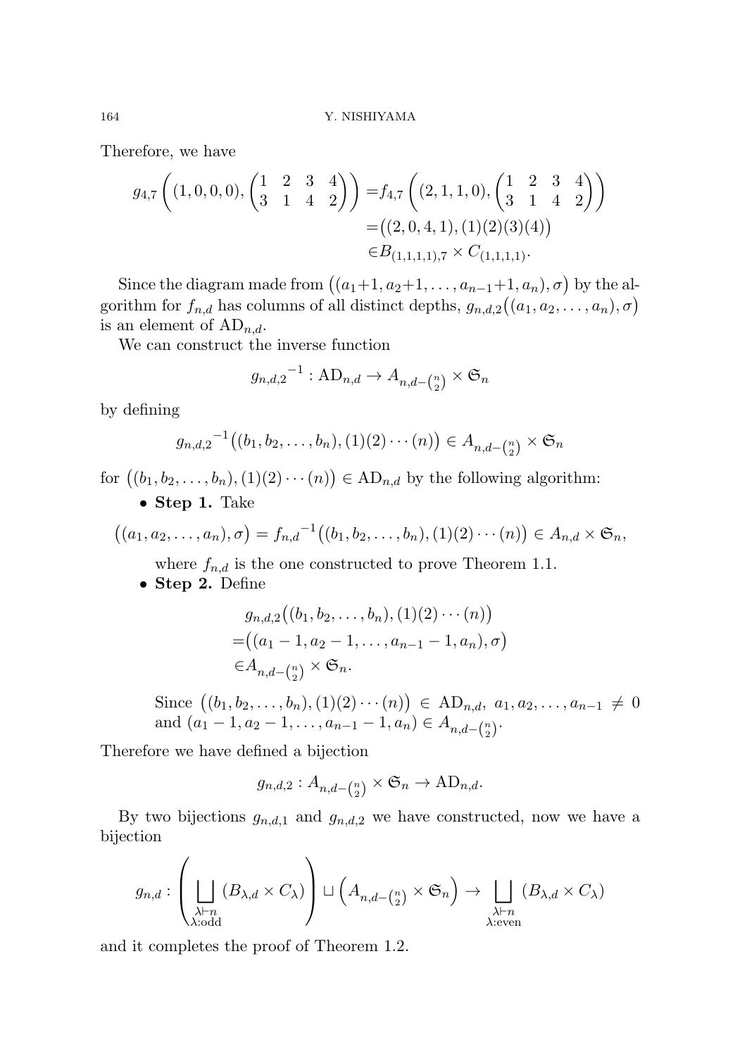Therefore, we have

$$
\begin{aligned}
g_{4,7}\left((1,0,0,0), \begin{pmatrix} 1 & 2 & 3 & 4 \\ 3 & 1 & 4 & 2 \end{pmatrix}\right) =& f_{4,7}\left((2,1,1,0), \begin{pmatrix} 1 & 2 & 3 & 4 \\ 3 & 1 & 4 & 2 \end{pmatrix}\right) \\
=& \big((2,0,4,1),(1)(2)(3)(4)\big) \\
\in& B_{(1,1,1,1),7} \times C_{(1,1,1,1)}.
\end{aligned}
$$

Since the diagram made from $\big((a_1+1, a_2+1, \ldots, a_{n-1}+1, a_n), \sigma\big)$ by the algorithm for $f_{n,d}$ has columns of all distinct depths, $g_{n,d,2}\big((a_1, a_2, \ldots, a_n), \sigma\big)$ is an element of $\mathrm{AD}_{n,d}$.

We can construct the inverse function

$$
{g_{n,d,2}}^{-1} : \mathrm{AD}_{n,d} \to A_{n,d-\binom{n}{2}} \times \mathfrak{S}_n
$$

by defining

$$
{g_{n,d,2}}^{-1}\big((b_1, b_2, \ldots, b_n), (1)(2)\cdots(n)\big) \in A_{n,d-\binom{n}{2}} \times \mathfrak{S}_n
$$

for $\big((b_1, b_2, \ldots, b_n), (1)(2)\cdots(n)\big) \in \mathrm{AD}_{n,d}$ by the following algorithm:

- **Step 1.** Take

$$
\big((a_1, a_2, \ldots, a_n), \sigma\big) = {f_{n,d}}^{-1}\big((b_1, b_2, \ldots, b_n), (1)(2)\cdots(n)\big) \in A_{n,d} \times \mathfrak{S}_n,
$$

  where $f_{n,d}$ is the one constructed to prove Theorem 1.1.

- **Step 2.** Define

$$
\begin{aligned}
&g_{n,d,2}\big((b_1, b_2, \ldots, b_n), (1)(2)\cdots(n)\big) \\
=&\big((a_1-1, a_2-1, \ldots, a_{n-1}-1, a_n), \sigma\big) \\
\in& A_{n,d-\binom{n}{2}} \times \mathfrak{S}_n.
\end{aligned}
$$

  Since $\big((b_1, b_2, \ldots, b_n), (1)(2)\cdots(n)\big) \in \mathrm{AD}_{n,d}$, $a_1, a_2, \ldots, a_{n-1} \neq 0$ and $(a_1-1, a_2-1, \ldots, a_{n-1}-1, a_n) \in A_{n,d-\binom{n}{2}}$.

Therefore we have defined a bijection

$$
g_{n,d,2} : A_{n,d-\binom{n}{2}} \times \mathfrak{S}_n \to \mathrm{AD}_{n,d}.
$$

By two bijections $g_{n,d,1}$ and $g_{n,d,2}$ we have constructed, now we have a bijection

$$
g_{n,d} : \left( \bigsqcup_{\substack{\lambda \vdash n \\ \lambda:\text{odd}}} (B_{\lambda,d} \times C_\lambda) \right) \sqcup \left( A_{n,d-\binom{n}{2}} \times \mathfrak{S}_n \right) \to \bigsqcup_{\substack{\lambda \vdash n \\ \lambda:\text{even}}} (B_{\lambda,d} \times C_\lambda)
$$

and it completes the proof of Theorem 1.2.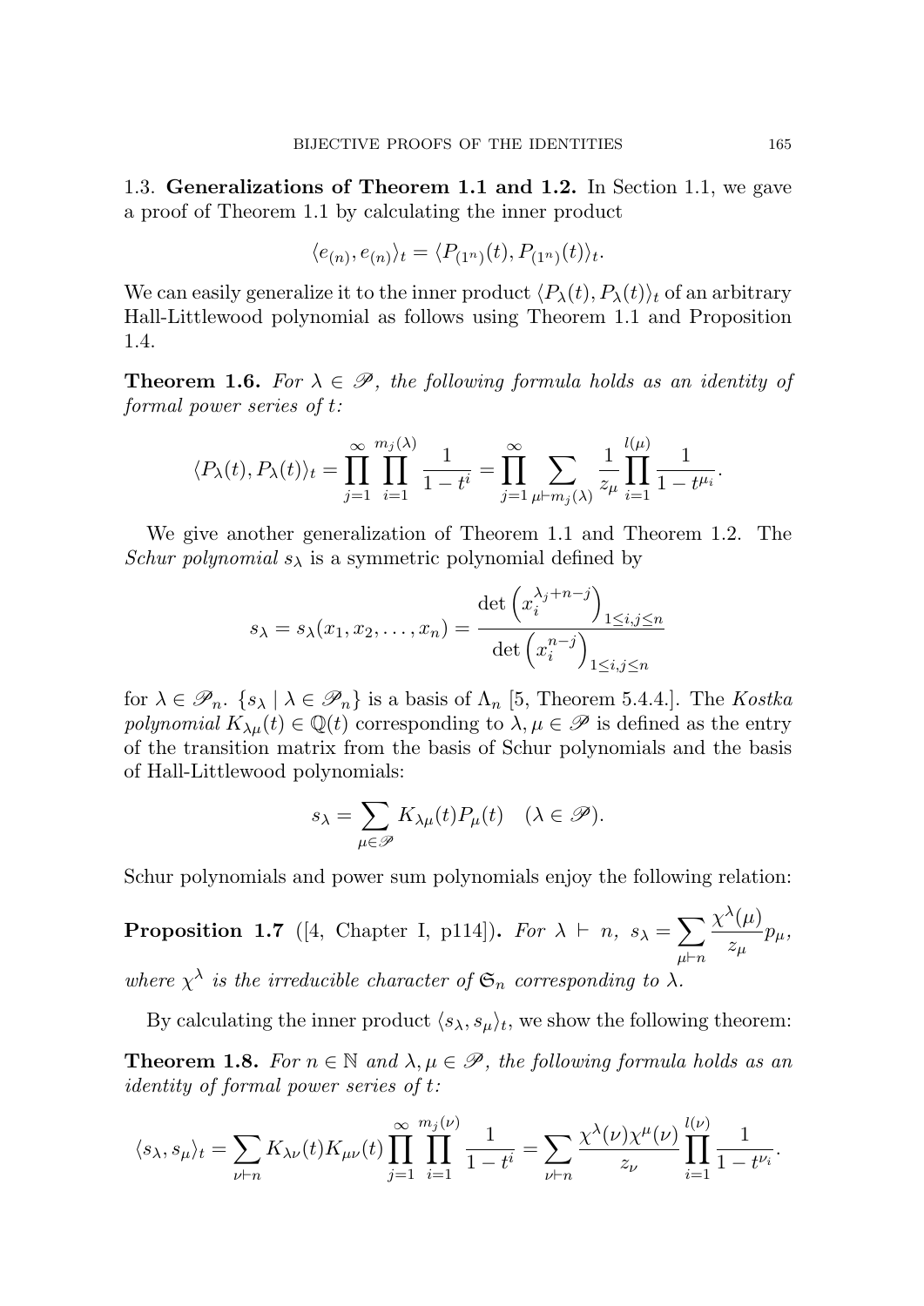1.3. **Generalizations of Theorem 1.1 and 1.2.** In Section 1.1, we gave a proof of Theorem 1.1 by calculating the inner product

$$\langle e_{(n)}, e_{(n)} \rangle_t = \langle P_{(1^n)}(t), P_{(1^n)}(t) \rangle_t.$$

We can easily generalize it to the inner product $\langle P_\lambda(t), P_\lambda(t) \rangle_t$ of an arbitrary Hall-Littlewood polynomial as follows using Theorem 1.1 and Proposition 1.4.

**Theorem 1.6.** *For $\lambda \in \mathscr{P}$, the following formula holds as an identity of formal power series of $t$:*

$$\langle P_\lambda(t), P_\lambda(t) \rangle_t = \prod_{j=1}^{\infty} \prod_{i=1}^{m_j(\lambda)} \frac{1}{1-t^i} = \prod_{j=1}^{\infty} \sum_{\mu \vdash m_j(\lambda)} \frac{1}{z_\mu} \prod_{i=1}^{l(\mu)} \frac{1}{1-t^{\mu_i}}.$$

We give another generalization of Theorem 1.1 and Theorem 1.2. The *Schur polynomial* $s_\lambda$ is a symmetric polynomial defined by

$$s_\lambda = s_\lambda(x_1, x_2, \dots, x_n) = \frac{\det\left(x_i^{\lambda_j+n-j}\right)_{1 \le i,j \le n}}{\det\left(x_i^{n-j}\right)_{1 \le i,j \le n}}$$

for $\lambda \in \mathscr{P}_n$. $\{s_\lambda \mid \lambda \in \mathscr{P}_n\}$ is a basis of $\Lambda_n$ [5, Theorem 5.4.4.]. The *Kostka polynomial* $K_{\lambda\mu}(t) \in \mathbb{Q}(t)$ corresponding to $\lambda, \mu \in \mathscr{P}$ is defined as the entry of the transition matrix from the basis of Schur polynomials and the basis of Hall-Littlewood polynomials:

$$s_\lambda = \sum_{\mu \in \mathscr{P}} K_{\lambda\mu}(t) P_\mu(t) \quad (\lambda \in \mathscr{P}).$$

Schur polynomials and power sum polynomials enjoy the following relation:

**Proposition 1.7** ([4, Chapter I, p114]). *For $\lambda \vdash n$, $s_\lambda = \displaystyle\sum_{\mu \vdash n} \frac{\chi^\lambda(\mu)}{z_\mu} p_\mu$, where $\chi^\lambda$ is the irreducible character of $\mathfrak{S}_n$ corresponding to $\lambda$.*

By calculating the inner product $\langle s_\lambda, s_\mu \rangle_t$, we show the following theorem:

**Theorem 1.8.** *For $n \in \mathbb{N}$ and $\lambda, \mu \in \mathscr{P}$, the following formula holds as an identity of formal power series of $t$:*

$$\langle s_\lambda, s_\mu \rangle_t = \sum_{\nu \vdash n} K_{\lambda\nu}(t) K_{\mu\nu}(t) \prod_{j=1}^{\infty} \prod_{i=1}^{m_j(\nu)} \frac{1}{1-t^i} = \sum_{\nu \vdash n} \frac{\chi^\lambda(\nu)\chi^\mu(\nu)}{z_\nu} \prod_{i=1}^{l(\nu)} \frac{1}{1-t^{\nu_i}}.$$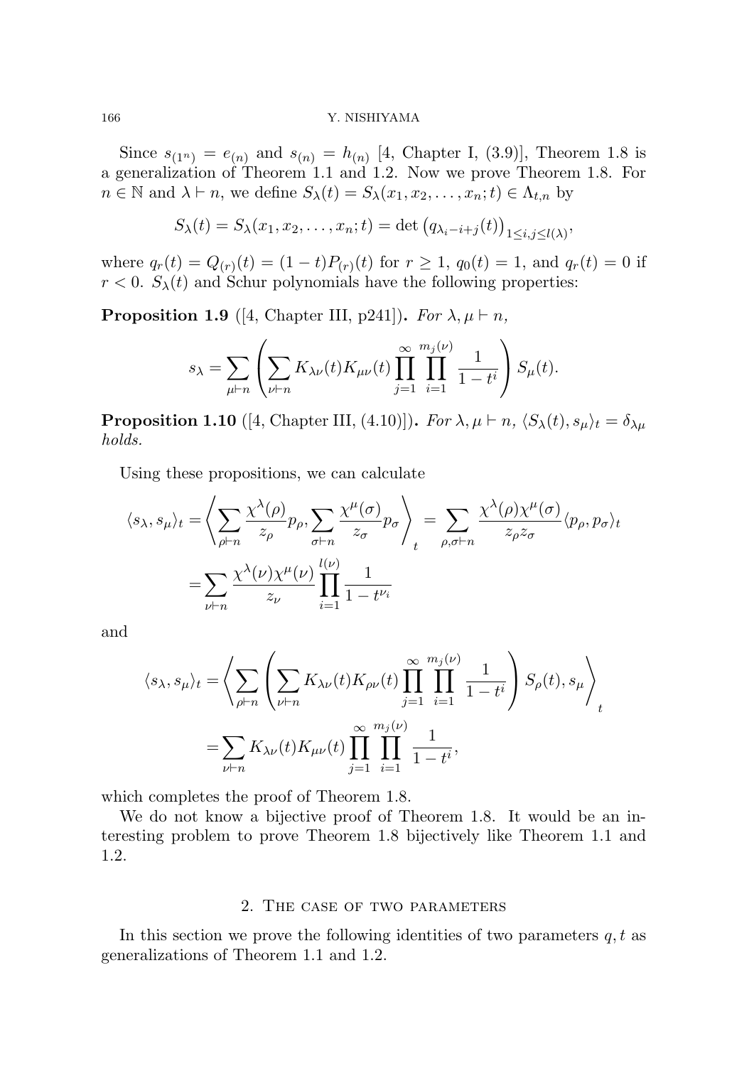Since $s_{(1^n)} = e_{(n)}$ and $s_{(n)} = h_{(n)}$ [4, Chapter I, (3.9)], Theorem 1.8 is a generalization of Theorem 1.1 and 1.2. Now we prove Theorem 1.8. For $n \in \mathbb{N}$ and $\lambda \vdash n$, we define $S_\lambda(t) = S_\lambda(x_1, x_2, \ldots, x_n; t) \in \Lambda_{t,n}$ by

$$S_\lambda(t) = S_\lambda(x_1, x_2, \ldots, x_n; t) = \det\left(q_{\lambda_i - i + j}(t)\right)_{1 \le i,j \le l(\lambda)},$$

where $q_r(t) = Q_{(r)}(t) = (1-t)P_{(r)}(t)$ for $r \geq 1$, $q_0(t) = 1$, and $q_r(t) = 0$ if $r < 0$. $S_\lambda(t)$ and Schur polynomials have the following properties:

**Proposition 1.9** ([4, Chapter III, p241])**.** *For $\lambda, \mu \vdash n$,*

$$s_\lambda = \sum_{\mu \vdash n} \left( \sum_{\nu \vdash n} K_{\lambda\nu}(t) K_{\mu\nu}(t) \prod_{j=1}^{\infty} \prod_{i=1}^{m_j(\nu)} \frac{1}{1-t^i} \right) S_\mu(t).$$

**Proposition 1.10** ([4, Chapter III, (4.10)])**.** *For $\lambda, \mu \vdash n$, $\langle S_\lambda(t), s_\mu \rangle_t = \delta_{\lambda\mu}$ holds.*

Using these propositions, we can calculate

$$\begin{aligned}
\langle s_\lambda, s_\mu \rangle_t &= \left\langle \sum_{\rho \vdash n} \frac{\chi^\lambda(\rho)}{z_\rho} p_\rho, \sum_{\sigma \vdash n} \frac{\chi^\mu(\sigma)}{z_\sigma} p_\sigma \right\rangle_t = \sum_{\rho,\sigma \vdash n} \frac{\chi^\lambda(\rho)\chi^\mu(\sigma)}{z_\rho z_\sigma} \langle p_\rho, p_\sigma \rangle_t \\
&= \sum_{\nu \vdash n} \frac{\chi^\lambda(\nu)\chi^\mu(\nu)}{z_\nu} \prod_{i=1}^{l(\nu)} \frac{1}{1-t^{\nu_i}}
\end{aligned}$$

and

$$\begin{aligned}
\langle s_\lambda, s_\mu \rangle_t &= \left\langle \sum_{\rho \vdash n} \left( \sum_{\nu \vdash n} K_{\lambda\nu}(t) K_{\rho\nu}(t) \prod_{j=1}^{\infty} \prod_{i=1}^{m_j(\nu)} \frac{1}{1-t^i} \right) S_\rho(t), s_\mu \right\rangle_t \\
&= \sum_{\nu \vdash n} K_{\lambda\nu}(t) K_{\mu\nu}(t) \prod_{j=1}^{\infty} \prod_{i=1}^{m_j(\nu)} \frac{1}{1-t^i},
\end{aligned}$$

which completes the proof of Theorem 1.8.

We do not know a bijective proof of Theorem 1.8. It would be an interesting problem to prove Theorem 1.8 bijectively like Theorem 1.1 and 1.2.

## 2. The case of two parameters

In this section we prove the following identities of two parameters $q, t$ as generalizations of Theorem 1.1 and 1.2.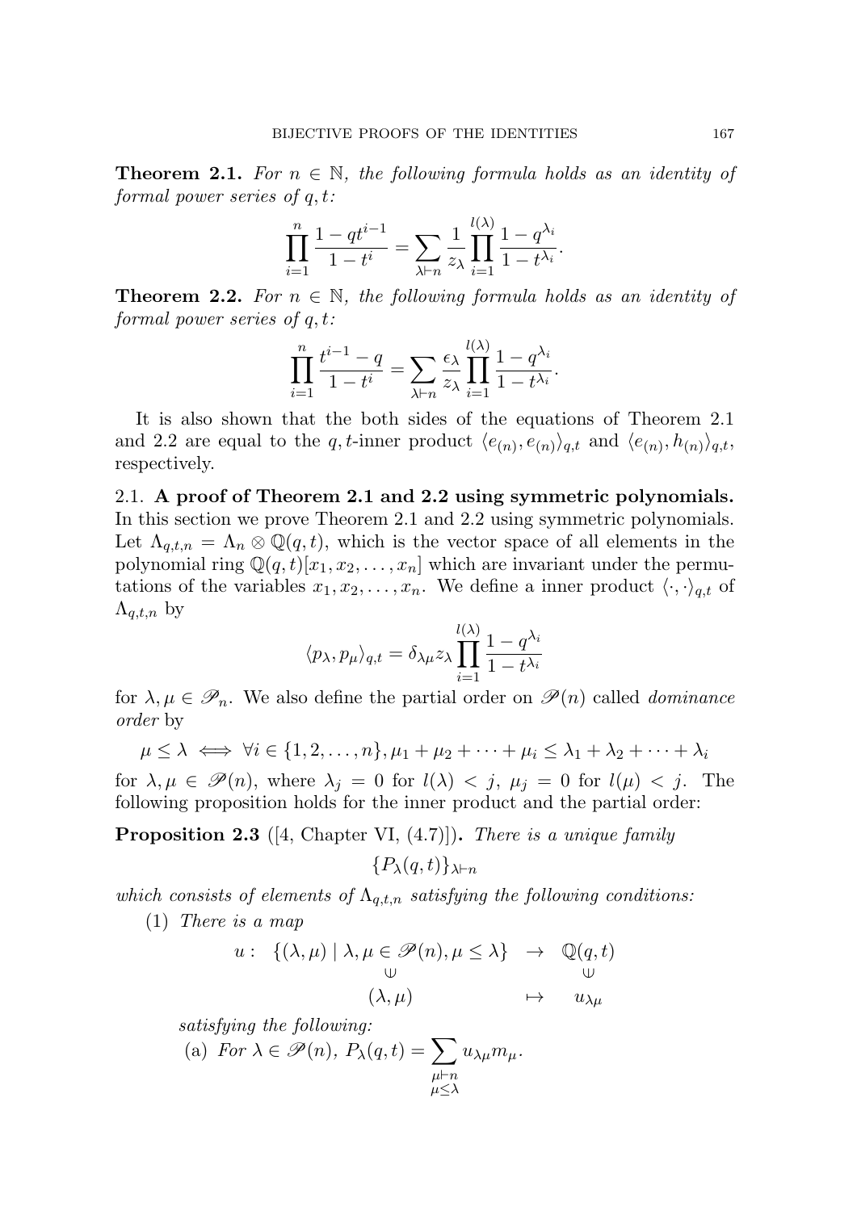**Theorem 2.1.** *For $n \in \mathbb{N}$, the following formula holds as an identity of formal power series of $q, t$:*

$$\prod_{i=1}^{n} \frac{1 - qt^{i-1}}{1 - t^i} = \sum_{\lambda \vdash n} \frac{1}{z_\lambda} \prod_{i=1}^{l(\lambda)} \frac{1 - q^{\lambda_i}}{1 - t^{\lambda_i}}.$$

**Theorem 2.2.** *For $n \in \mathbb{N}$, the following formula holds as an identity of formal power series of $q, t$:*

$$\prod_{i=1}^{n} \frac{t^{i-1} - q}{1 - t^i} = \sum_{\lambda \vdash n} \frac{\epsilon_\lambda}{z_\lambda} \prod_{i=1}^{l(\lambda)} \frac{1 - q^{\lambda_i}}{1 - t^{\lambda_i}}.$$

It is also shown that the both sides of the equations of Theorem 2.1 and 2.2 are equal to the $q,t$-inner product $\langle e_{(n)}, e_{(n)} \rangle_{q,t}$ and $\langle e_{(n)}, h_{(n)} \rangle_{q,t}$, respectively.

2.1. **A proof of Theorem 2.1 and 2.2 using symmetric polynomials.** In this section we prove Theorem 2.1 and 2.2 using symmetric polynomials. Let $\Lambda_{q,t,n} = \Lambda_n \otimes \mathbb{Q}(q,t)$, which is the vector space of all elements in the polynomial ring $\mathbb{Q}(q,t)[x_1, x_2, \ldots, x_n]$ which are invariant under the permutations of the variables $x_1, x_2, \ldots, x_n$. We define a inner product $\langle \cdot, \cdot \rangle_{q,t}$ of $\Lambda_{q,t,n}$ by

$$\langle p_\lambda, p_\mu \rangle_{q,t} = \delta_{\lambda\mu} z_\lambda \prod_{i=1}^{l(\lambda)} \frac{1 - q^{\lambda_i}}{1 - t^{\lambda_i}}$$

for $\lambda, \mu \in \mathscr{P}_n$. We also define the partial order on $\mathscr{P}(n)$ called *dominance order* by

$$\mu \leq \lambda \iff \forall i \in \{1, 2, \ldots, n\}, \mu_1 + \mu_2 + \cdots + \mu_i \leq \lambda_1 + \lambda_2 + \cdots + \lambda_i$$

for $\lambda, \mu \in \mathscr{P}(n)$, where $\lambda_j = 0$ for $l(\lambda) < j$, $\mu_j = 0$ for $l(\mu) < j$. The following proposition holds for the inner product and the partial order:

**Proposition 2.3** ([4, Chapter VI, (4.7)])**.** *There is a unique family*

$$\{P_\lambda(q,t)\}_{\lambda \vdash n}$$

*which consists of elements of $\Lambda_{q,t,n}$ satisfying the following conditions:*

(1) *There is a map*

$$\begin{array}{cccc} u: & \{(\lambda, \mu) \mid \lambda, \mu \in \mathscr{P}(n), \mu \leq \lambda\} & \to & \mathbb{Q}(q,t) \\ & \cup & & \cup \\ & (\lambda, \mu) & \mapsto & u_{\lambda\mu} \end{array}$$

*satisfying the following:*

(a) *For $\lambda \in \mathscr{P}(n)$, $P_\lambda(q,t) = \displaystyle\sum_{\substack{\mu \vdash n \\ \mu \leq \lambda}} u_{\lambda\mu} m_\mu$.*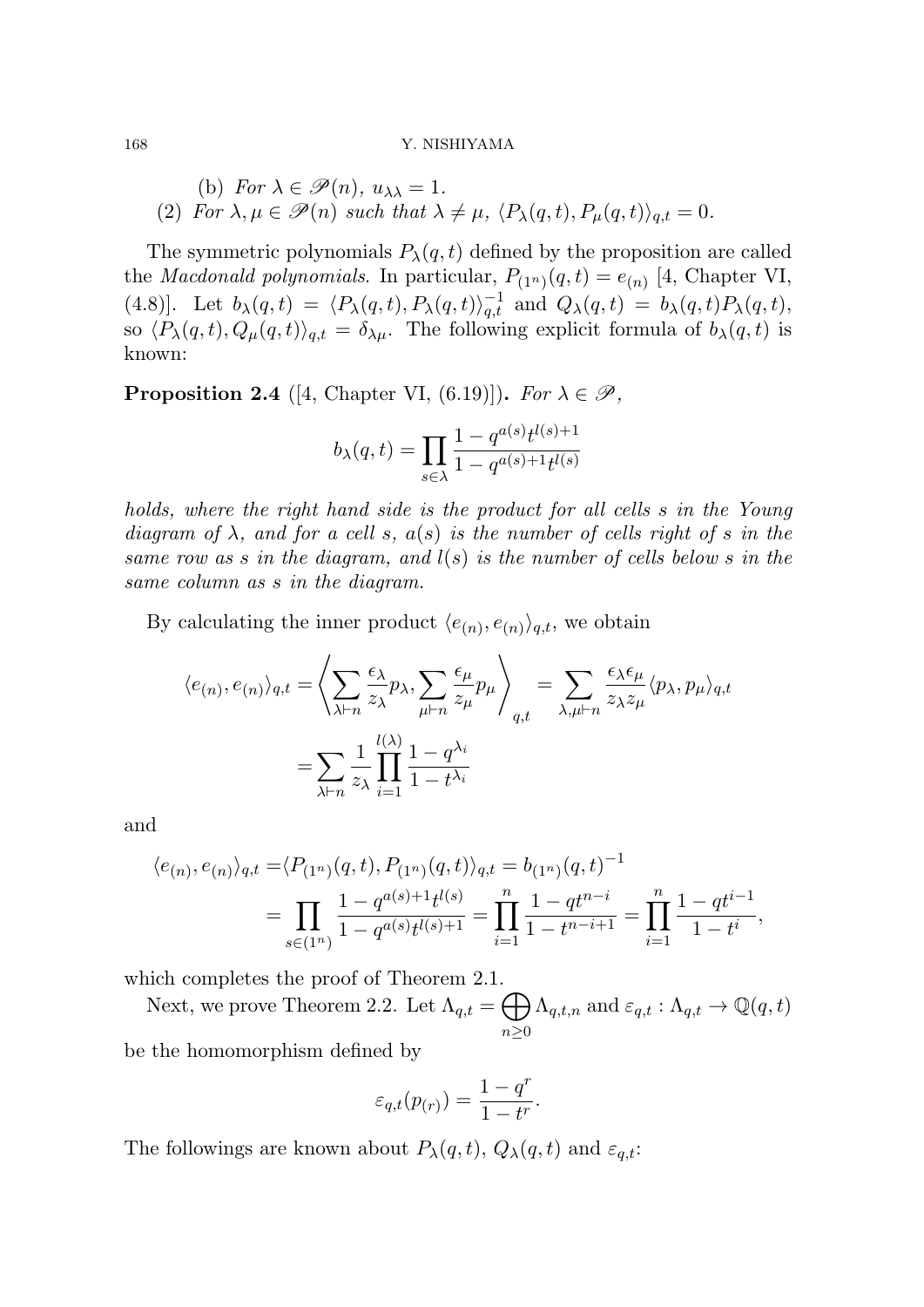(b) *For $\lambda \in \mathscr{P}(n)$, $u_{\lambda\lambda} = 1$.*

(2) *For $\lambda, \mu \in \mathscr{P}(n)$ such that $\lambda \neq \mu$, $\langle P_\lambda(q,t), P_\mu(q,t)\rangle_{q,t} = 0$.*

The symmetric polynomials $P_\lambda(q,t)$ defined by the proposition are called the *Macdonald polynomials*. In particular, $P_{(1^n)}(q,t) = e_{(n)}$ [4, Chapter VI, (4.8)]. Let $b_\lambda(q,t) = \langle P_\lambda(q,t), P_\lambda(q,t)\rangle_{q,t}^{-1}$ and $Q_\lambda(q,t) = b_\lambda(q,t)P_\lambda(q,t)$, so $\langle P_\lambda(q,t), Q_\mu(q,t)\rangle_{q,t} = \delta_{\lambda\mu}$. The following explicit formula of $b_\lambda(q,t)$ is known:

**Proposition 2.4** ([4, Chapter VI, (6.19)]). *For $\lambda \in \mathscr{P}$,*

$$b_\lambda(q,t) = \prod_{s\in\lambda} \frac{1 - q^{a(s)}t^{l(s)+1}}{1 - q^{a(s)+1}t^{l(s)}}$$

*holds, where the right hand side is the product for all cells $s$ in the Young diagram of $\lambda$, and for a cell $s$, $a(s)$ is the number of cells right of $s$ in the same row as $s$ in the diagram, and $l(s)$ is the number of cells below $s$ in the same column as $s$ in the diagram.*

By calculating the inner product $\langle e_{(n)}, e_{(n)}\rangle_{q,t}$, we obtain

$$\begin{aligned}
\langle e_{(n)}, e_{(n)}\rangle_{q,t} =& \left\langle \sum_{\lambda\vdash n} \frac{\epsilon_\lambda}{z_\lambda} p_\lambda, \sum_{\mu\vdash n} \frac{\epsilon_\mu}{z_\mu} p_\mu \right\rangle_{q,t} = \sum_{\lambda,\mu\vdash n} \frac{\epsilon_\lambda \epsilon_\mu}{z_\lambda z_\mu} \langle p_\lambda, p_\mu\rangle_{q,t} \\
=& \sum_{\lambda\vdash n} \frac{1}{z_\lambda} \prod_{i=1}^{l(\lambda)} \frac{1 - q^{\lambda_i}}{1 - t^{\lambda_i}}
\end{aligned}$$

and

$$\begin{aligned}
\langle e_{(n)}, e_{(n)}\rangle_{q,t} =& \langle P_{(1^n)}(q,t), P_{(1^n)}(q,t)\rangle_{q,t} = b_{(1^n)}(q,t)^{-1} \\
=& \prod_{s\in(1^n)} \frac{1 - q^{a(s)+1}t^{l(s)}}{1 - q^{a(s)}t^{l(s)+1}} = \prod_{i=1}^{n} \frac{1 - qt^{n-i}}{1 - t^{n-i+1}} = \prod_{i=1}^{n} \frac{1 - qt^{i-1}}{1 - t^i},
\end{aligned}$$

which completes the proof of Theorem 2.1.

Next, we prove Theorem 2.2. Let $\Lambda_{q,t} = \bigoplus_{n\geq 0} \Lambda_{q,t,n}$ and $\varepsilon_{q,t} : \Lambda_{q,t} \to \mathbb{Q}(q,t)$ be the homomorphism defined by

$$\varepsilon_{q,t}(p_{(r)}) = \frac{1 - q^r}{1 - t^r}.$$

The followings are known about $P_\lambda(q,t)$, $Q_\lambda(q,t)$ and $\varepsilon_{q,t}$: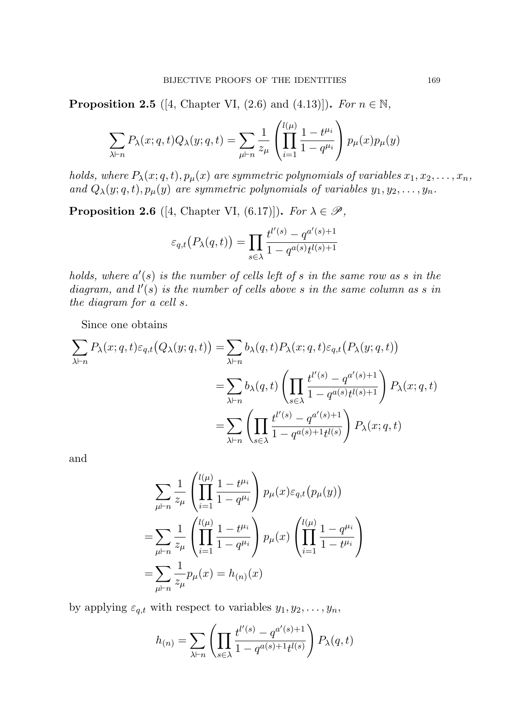**Proposition 2.5** ([4, Chapter VI, (2.6) and (4.13)])**.** *For $n \in \mathbb{N}$,*

$$\sum_{\lambda \vdash n} P_\lambda(x;q,t) Q_\lambda(y;q,t) = \sum_{\mu \vdash n} \frac{1}{z_\mu} \left( \prod_{i=1}^{l(\mu)} \frac{1-t^{\mu_i}}{1-q^{\mu_i}} \right) p_\mu(x) p_\mu(y)$$

*holds, where $P_\lambda(x;q,t), p_\mu(x)$ are symmetric polynomials of variables $x_1, x_2, \ldots, x_n$, and $Q_\lambda(y;q,t), p_\mu(y)$ are symmetric polynomials of variables $y_1, y_2, \ldots, y_n$.*

**Proposition 2.6** ([4, Chapter VI, (6.17)])**.** *For $\lambda \in \mathscr{P}$,*

$$\varepsilon_{q,t}\bigl(P_\lambda(q,t)\bigr) = \prod_{s \in \lambda} \frac{t^{l'(s)} - q^{a'(s)+1}}{1 - q^{a(s)} t^{l(s)+1}}$$

*holds, where $a'(s)$ is the number of cells left of $s$ in the same row as $s$ in the diagram, and $l'(s)$ is the number of cells above $s$ in the same column as $s$ in the diagram for a cell $s$.*

Since one obtains

$$\begin{aligned}
\sum_{\lambda \vdash n} P_\lambda(x;q,t) \varepsilon_{q,t}\bigl(Q_\lambda(y;q,t)\bigr) &= \sum_{\lambda \vdash n} b_\lambda(q,t) P_\lambda(x;q,t) \varepsilon_{q,t}\bigl(P_\lambda(y;q,t)\bigr) \\
&= \sum_{\lambda \vdash n} b_\lambda(q,t) \left( \prod_{s \in \lambda} \frac{t^{l'(s)} - q^{a'(s)+1}}{1 - q^{a(s)} t^{l(s)+1}} \right) P_\lambda(x;q,t) \\
&= \sum_{\lambda \vdash n} \left( \prod_{s \in \lambda} \frac{t^{l'(s)} - q^{a'(s)+1}}{1 - q^{a(s)+1} t^{l(s)}} \right) P_\lambda(x;q,t)
\end{aligned}$$

and

$$\begin{aligned}
&\sum_{\mu \vdash n} \frac{1}{z_\mu} \left( \prod_{i=1}^{l(\mu)} \frac{1-t^{\mu_i}}{1-q^{\mu_i}} \right) p_\mu(x) \varepsilon_{q,t}\bigl(p_\mu(y)\bigr) \\
=& \sum_{\mu \vdash n} \frac{1}{z_\mu} \left( \prod_{i=1}^{l(\mu)} \frac{1-t^{\mu_i}}{1-q^{\mu_i}} \right) p_\mu(x) \left( \prod_{i=1}^{l(\mu)} \frac{1-q^{\mu_i}}{1-t^{\mu_i}} \right) \\
=& \sum_{\mu \vdash n} \frac{1}{z_\mu} p_\mu(x) = h_{(n)}(x)
\end{aligned}$$

by applying $\varepsilon_{q,t}$ with respect to variables $y_1, y_2, \ldots, y_n$,

$$h_{(n)} = \sum_{\lambda \vdash n} \left( \prod_{s \in \lambda} \frac{t^{l'(s)} - q^{a'(s)+1}}{1 - q^{a(s)+1} t^{l(s)}} \right) P_\lambda(q,t)$$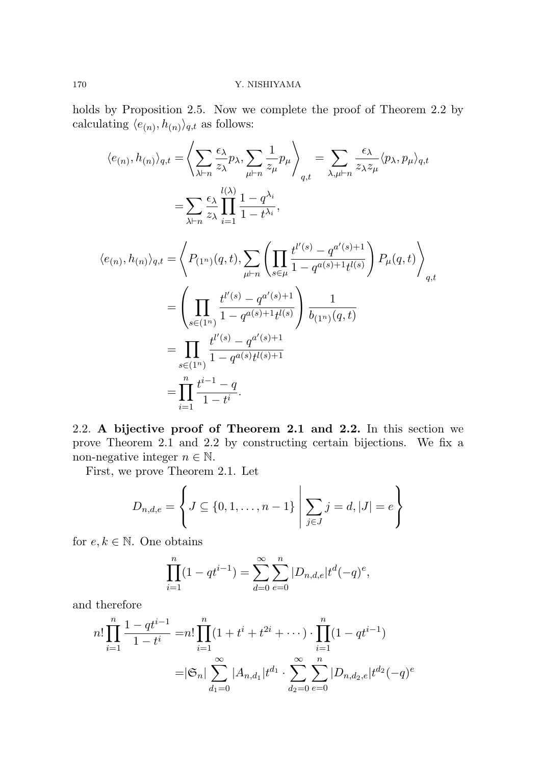holds by Proposition 2.5. Now we complete the proof of Theorem 2.2 by calculating $\langle e_{(n)}, h_{(n)}\rangle_{q,t}$ as follows:

$$\langle e_{(n)}, h_{(n)}\rangle_{q,t} = \left\langle \sum_{\lambda\vdash n} \frac{\epsilon_\lambda}{z_\lambda} p_\lambda, \sum_{\mu\vdash n} \frac{1}{z_\mu} p_\mu \right\rangle_{q,t} = \sum_{\lambda,\mu\vdash n} \frac{\epsilon_\lambda}{z_\lambda z_\mu} \langle p_\lambda, p_\mu\rangle_{q,t}$$

$$= \sum_{\lambda\vdash n} \frac{\epsilon_\lambda}{z_\lambda} \prod_{i=1}^{l(\lambda)} \frac{1-q^{\lambda_i}}{1-t^{\lambda_i}},$$

$$\langle e_{(n)}, h_{(n)}\rangle_{q,t} = \left\langle P_{(1^n)}(q,t), \sum_{\mu\vdash n} \left( \prod_{s\in\mu} \frac{t^{l'(s)} - q^{a'(s)+1}}{1-q^{a(s)+1}t^{l(s)}} \right) P_\mu(q,t) \right\rangle_{q,t}$$

$$= \left( \prod_{s\in(1^n)} \frac{t^{l'(s)} - q^{a'(s)+1}}{1-q^{a(s)+1}t^{l(s)}} \right) \frac{1}{b_{(1^n)}(q,t)}$$

$$= \prod_{s\in(1^n)} \frac{t^{l'(s)} - q^{a'(s)+1}}{1-q^{a(s)}t^{l(s)+1}}$$

$$= \prod_{i=1}^{n} \frac{t^{i-1}-q}{1-t^i}.$$

## 2.2. A bijective proof of Theorem 2.1 and 2.2.

In this section we prove Theorem 2.1 and 2.2 by constructing certain bijections. We fix a non-negative integer $n \in \mathbb{N}$.

First, we prove Theorem 2.1. Let

$$D_{n,d,e} = \left\{ J \subseteq \{0,1,\dots,n-1\} \;\middle|\; \sum_{j\in J} j = d, |J| = e \right\}$$

for $e, k \in \mathbb{N}$. One obtains

$$\prod_{i=1}^{n} (1-qt^{i-1}) = \sum_{d=0}^{\infty} \sum_{e=0}^{n} |D_{n,d,e}| t^d (-q)^e,$$

and therefore

$$n! \prod_{i=1}^{n} \frac{1-qt^{i-1}}{1-t^i} = n! \prod_{i=1}^{n} (1+t^i+t^{2i}+\cdots) \cdot \prod_{i=1}^{n} (1-qt^{i-1})$$

$$= |\mathfrak{S}_n| \sum_{d_1=0}^{\infty} |A_{n,d_1}| t^{d_1} \cdot \sum_{d_2=0}^{\infty} \sum_{e=0}^{n} |D_{n,d_2,e}| t^{d_2} (-q)^e$$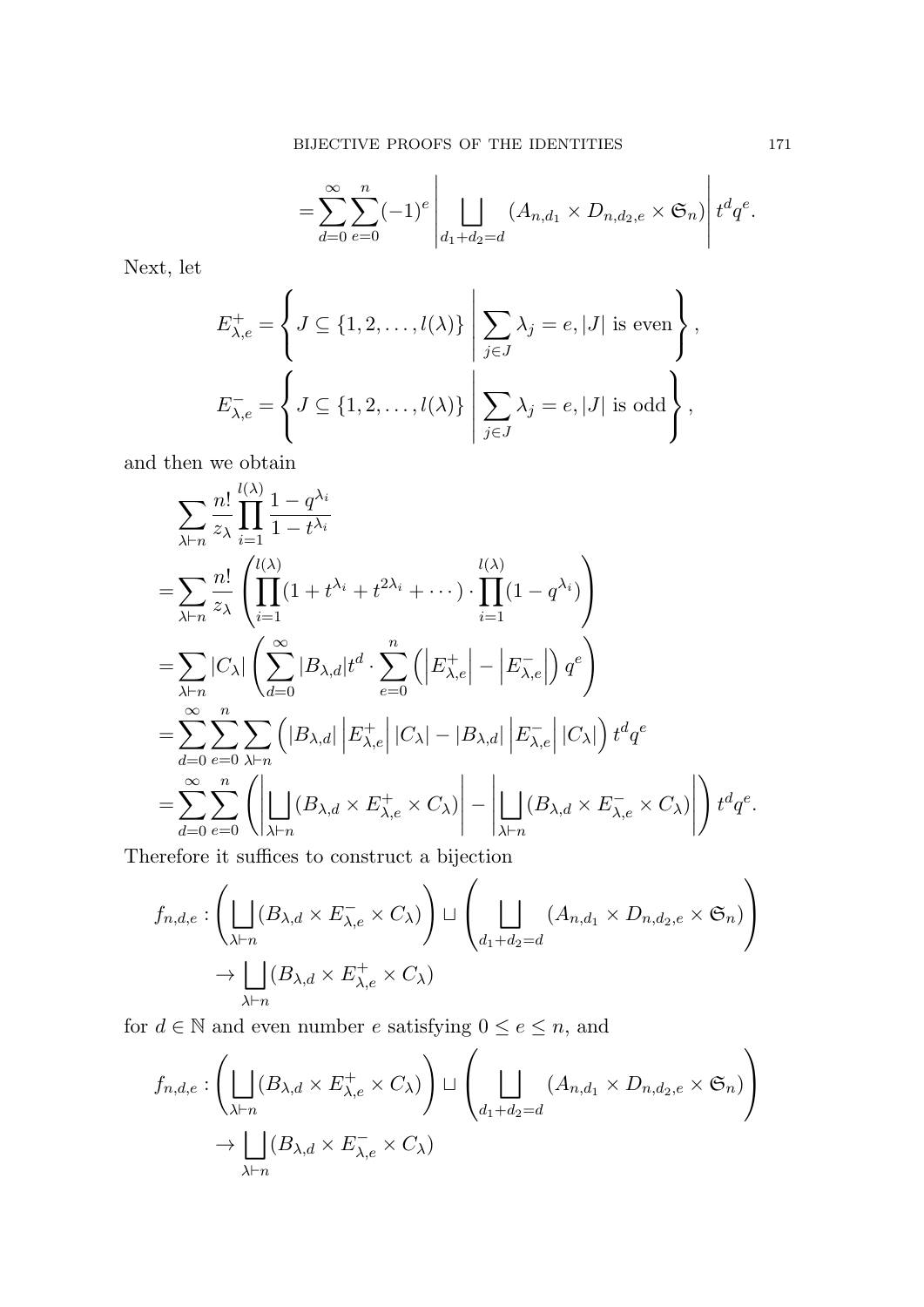$$= \sum_{d=0}^{\infty} \sum_{e=0}^{n} (-1)^e \left| \bigsqcup_{d_1+d_2=d} (A_{n,d_1} \times D_{n,d_2,e} \times \mathfrak{S}_n) \right| t^d q^e.$$

Next, let

$$E^+_{\lambda,e} = \left\{ J \subseteq \{1, 2, \ldots, l(\lambda)\} \;\middle|\; \sum_{j \in J} \lambda_j = e, |J| \text{ is even} \right\},$$

$$E^-_{\lambda,e} = \left\{ J \subseteq \{1, 2, \ldots, l(\lambda)\} \;\middle|\; \sum_{j \in J} \lambda_j = e, |J| \text{ is odd} \right\},$$

and then we obtain

$$\begin{aligned}
&\sum_{\lambda \vdash n} \frac{n!}{z_\lambda} \prod_{i=1}^{l(\lambda)} \frac{1 - q^{\lambda_i}}{1 - t^{\lambda_i}} \\
&= \sum_{\lambda \vdash n} \frac{n!}{z_\lambda} \left( \prod_{i=1}^{l(\lambda)} (1 + t^{\lambda_i} + t^{2\lambda_i} + \cdots) \cdot \prod_{i=1}^{l(\lambda)} (1 - q^{\lambda_i}) \right) \\
&= \sum_{\lambda \vdash n} |C_\lambda| \left( \sum_{d=0}^{\infty} |B_{\lambda,d}| t^d \cdot \sum_{e=0}^{n} \left( \left| E^+_{\lambda,e} \right| - \left| E^-_{\lambda,e} \right| \right) q^e \right) \\
&= \sum_{d=0}^{\infty} \sum_{e=0}^{n} \sum_{\lambda \vdash n} \left( |B_{\lambda,d}| \left| E^+_{\lambda,e} \right| |C_\lambda| - |B_{\lambda,d}| \left| E^-_{\lambda,e} \right| |C_\lambda| \right) t^d q^e \\
&= \sum_{d=0}^{\infty} \sum_{e=0}^{n} \left( \left| \bigsqcup_{\lambda \vdash n} (B_{\lambda,d} \times E^+_{\lambda,e} \times C_\lambda) \right| - \left| \bigsqcup_{\lambda \vdash n} (B_{\lambda,d} \times E^-_{\lambda,e} \times C_\lambda) \right| \right) t^d q^e.
\end{aligned}$$

Therefore it suffices to construct a bijection

$$\begin{aligned}
f_{n,d,e} : &\left( \bigsqcup_{\lambda \vdash n} (B_{\lambda,d} \times E^-_{\lambda,e} \times C_\lambda) \right) \sqcup \left( \bigsqcup_{d_1+d_2=d} (A_{n,d_1} \times D_{n,d_2,e} \times \mathfrak{S}_n) \right) \\
&\to \bigsqcup_{\lambda \vdash n} (B_{\lambda,d} \times E^+_{\lambda,e} \times C_\lambda)
\end{aligned}$$

for $d \in \mathbb{N}$ and even number $e$ satisfying $0 \leq e \leq n$, and

$$\begin{aligned}
f_{n,d,e} : &\left( \bigsqcup_{\lambda \vdash n} (B_{\lambda,d} \times E^+_{\lambda,e} \times C_\lambda) \right) \sqcup \left( \bigsqcup_{d_1+d_2=d} (A_{n,d_1} \times D_{n,d_2,e} \times \mathfrak{S}_n) \right) \\
&\to \bigsqcup_{\lambda \vdash n} (B_{\lambda,d} \times E^-_{\lambda,e} \times C_\lambda)
\end{aligned}$$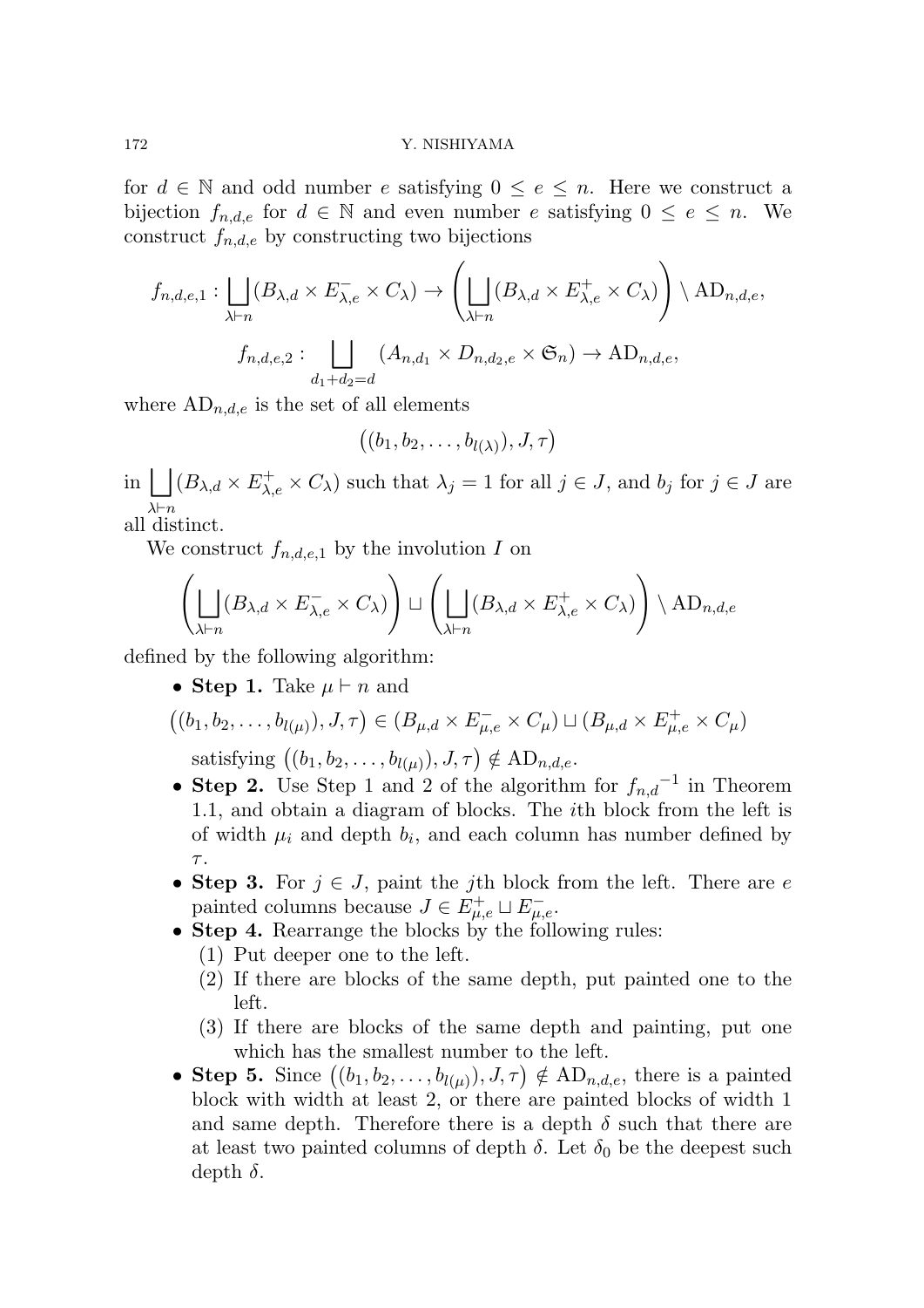for $d \in \mathbb{N}$ and odd number $e$ satisfying $0 \le e \le n$. Here we construct a bijection $f_{n,d,e}$ for $d \in \mathbb{N}$ and even number $e$ satisfying $0 \le e \le n$. We construct $f_{n,d,e}$ by constructing two bijections

$$f_{n,d,e,1} : \bigsqcup_{\lambda \vdash n} (B_{\lambda,d} \times E^{-}_{\lambda,e} \times C_\lambda) \to \left( \bigsqcup_{\lambda \vdash n} (B_{\lambda,d} \times E^{+}_{\lambda,e} \times C_\lambda) \right) \setminus \mathrm{AD}_{n,d,e},$$

$$f_{n,d,e,2} : \bigsqcup_{d_1+d_2=d} (A_{n,d_1} \times D_{n,d_2,e} \times \mathfrak{S}_n) \to \mathrm{AD}_{n,d,e},$$

where $\mathrm{AD}_{n,d,e}$ is the set of all elements

$$\big((b_1, b_2, \ldots, b_{l(\lambda)}), J, \tau\big)$$

in $\bigsqcup_{\lambda \vdash n} (B_{\lambda,d} \times E^{+}_{\lambda,e} \times C_\lambda)$ such that $\lambda_j = 1$ for all $j \in J$, and $b_j$ for $j \in J$ are all distinct.

We construct $f_{n,d,e,1}$ by the involution $I$ on

$$\left( \bigsqcup_{\lambda \vdash n} (B_{\lambda,d} \times E^{-}_{\lambda,e} \times C_\lambda) \right) \sqcup \left( \bigsqcup_{\lambda \vdash n} (B_{\lambda,d} \times E^{+}_{\lambda,e} \times C_\lambda) \right) \setminus \mathrm{AD}_{n,d,e}$$

defined by the following algorithm:

- **Step 1.** Take $\mu \vdash n$ and

  $\big((b_1, b_2, \ldots, b_{l(\mu)}), J, \tau\big) \in (B_{\mu,d} \times E^{-}_{\mu,e} \times C_\mu) \sqcup (B_{\mu,d} \times E^{+}_{\mu,e} \times C_\mu)$

  satisfying $\big((b_1, b_2, \ldots, b_{l(\mu)}), J, \tau\big) \notin \mathrm{AD}_{n,d,e}$.
- **Step 2.** Use Step 1 and 2 of the algorithm for ${f_{n,d}}^{-1}$ in Theorem 1.1, and obtain a diagram of blocks. The $i$th block from the left is of width $\mu_i$ and depth $b_i$, and each column has number defined by $\tau$.
- **Step 3.** For $j \in J$, paint the $j$th block from the left. There are $e$ painted columns because $J \in E^{+}_{\mu,e} \sqcup E^{-}_{\mu,e}$.
- **Step 4.** Rearrange the blocks by the following rules:
  (1) Put deeper one to the left.
  (2) If there are blocks of the same depth, put painted one to the left.
  (3) If there are blocks of the same depth and painting, put one which has the smallest number to the left.
- **Step 5.** Since $\big((b_1, b_2, \ldots, b_{l(\mu)}), J, \tau\big) \notin \mathrm{AD}_{n,d,e}$, there is a painted block with width at least 2, or there are painted blocks of width 1 and same depth. Therefore there is a depth $\delta$ such that there are at least two painted columns of depth $\delta$. Let $\delta_0$ be the deepest such depth $\delta$.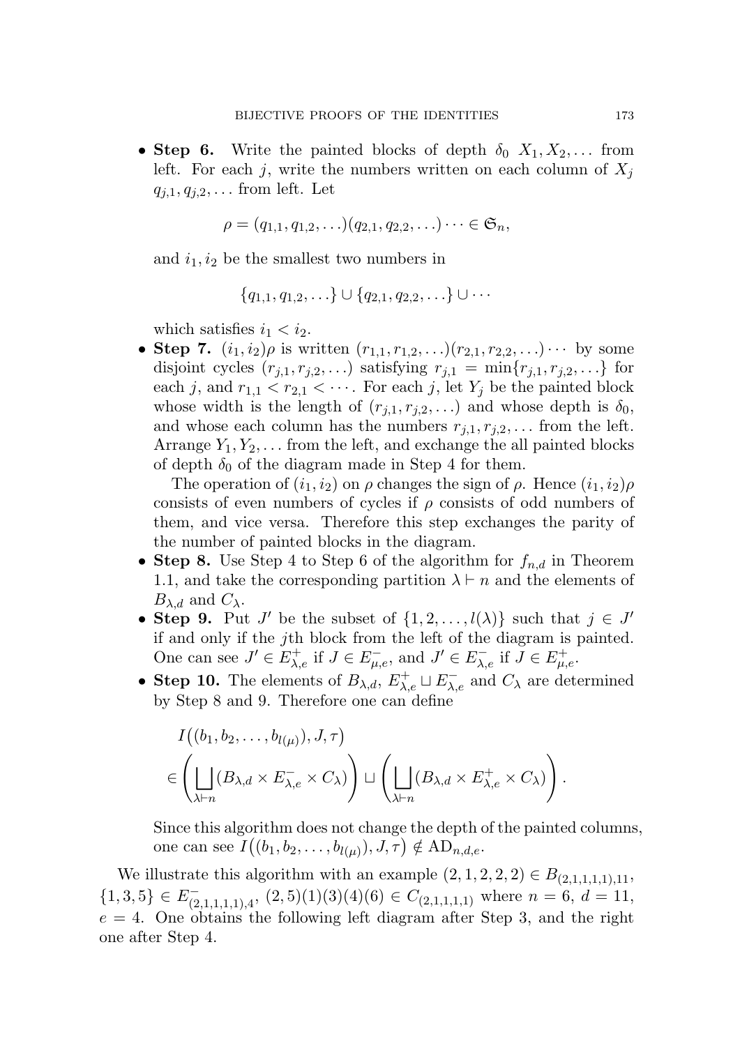- **Step 6.** Write the painted blocks of depth $\delta_0$ $X_1, X_2, \ldots$ from left. For each $j$, write the numbers written on each column of $X_j$ $q_{j,1}, q_{j,2}, \ldots$ from left. Let

  $$\rho = (q_{1,1}, q_{1,2}, \ldots)(q_{2,1}, q_{2,2}, \ldots) \cdots \in \mathfrak{S}_n,$$

  and $i_1, i_2$ be the smallest two numbers in

  $$\{q_{1,1}, q_{1,2}, \ldots\} \cup \{q_{2,1}, q_{2,2}, \ldots\} \cup \cdots$$

  which satisfies $i_1 < i_2$.
- **Step 7.** $(i_1, i_2)\rho$ is written $(r_{1,1}, r_{1,2}, \ldots)(r_{2,1}, r_{2,2}, \ldots) \cdots$ by some disjoint cycles $(r_{j,1}, r_{j,2}, \ldots)$ satisfying $r_{j,1} = \min\{r_{j,1}, r_{j,2}, \ldots\}$ for each $j$, and $r_{1,1} < r_{2,1} < \cdots$. For each $j$, let $Y_j$ be the painted block whose width is the length of $(r_{j,1}, r_{j,2}, \ldots)$ and whose depth is $\delta_0$, and whose each column has the numbers $r_{j,1}, r_{j,2}, \ldots$ from the left. Arrange $Y_1, Y_2, \ldots$ from the left, and exchange the all painted blocks of depth $\delta_0$ of the diagram made in Step 4 for them.

  The operation of $(i_1, i_2)$ on $\rho$ changes the sign of $\rho$. Hence $(i_1, i_2)\rho$ consists of even numbers of cycles if $\rho$ consists of odd numbers of them, and vice versa. Therefore this step exchanges the parity of the number of painted blocks in the diagram.
- **Step 8.** Use Step 4 to Step 6 of the algorithm for $f_{n,d}$ in Theorem 1.1, and take the corresponding partition $\lambda \vdash n$ and the elements of $B_{\lambda,d}$ and $C_\lambda$.
- **Step 9.** Put $J'$ be the subset of $\{1, 2, \ldots, l(\lambda)\}$ such that $j \in J'$ if and only if the $j$th block from the left of the diagram is painted. One can see $J' \in E^+_{\lambda,e}$ if $J \in E^-_{\mu,e}$, and $J' \in E^-_{\lambda,e}$ if $J \in E^+_{\mu,e}$.
- **Step 10.** The elements of $B_{\lambda,d}$, $E^+_{\lambda,e} \sqcup E^-_{\lambda,e}$ and $C_\lambda$ are determined by Step 8 and 9. Therefore one can define

  $$I\big((b_1, b_2, \ldots, b_{l(\mu)}), J, \tau\big) \in \left(\bigsqcup_{\lambda \vdash n} (B_{\lambda,d} \times E^-_{\lambda,e} \times C_\lambda)\right) \sqcup \left(\bigsqcup_{\lambda \vdash n} (B_{\lambda,d} \times E^+_{\lambda,e} \times C_\lambda)\right).$$

  Since this algorithm does not change the depth of the painted columns, one can see $I\big((b_1, b_2, \ldots, b_{l(\mu)}), J, \tau\big) \notin \mathrm{AD}_{n,d,e}$.

We illustrate this algorithm with an example $(2, 1, 2, 2, 2) \in B_{(2,1,1,1,1),11}$, $\{1, 3, 5\} \in E^-_{(2,1,1,1,1),4}$, $(2, 5)(1)(3)(4)(6) \in C_{(2,1,1,1,1)}$ where $n = 6$, $d = 11$, $e = 4$. One obtains the following left diagram after Step 3, and the right one after Step 4.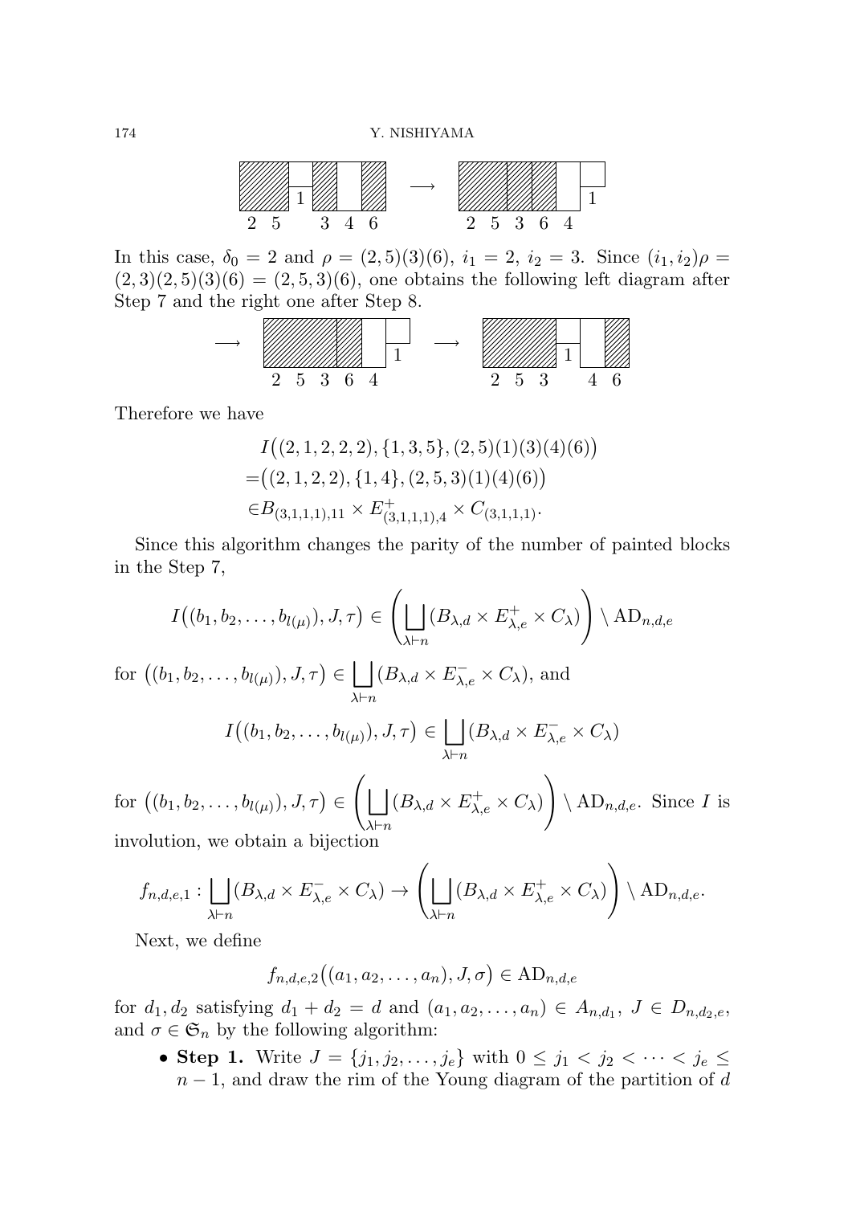2 5 3 4 6 $\longrightarrow$ 2 5 3 6 4

In this case, $\delta_0 = 2$ and $\rho = (2,5)(3)(6)$, $i_1 = 2$, $i_2 = 3$. Since $(i_1, i_2)\rho = (2,3)(2,5)(3)(6) = (2,5,3)(6)$, one obtains the following left diagram after Step 7 and the right one after Step 8.

$\longrightarrow$ 2 5 3 6 4 $\longrightarrow$ 2 5 3 4 6

Therefore we have

$$
\begin{aligned}
&I\big((2,1,2,2,2), \{1,3,5\}, (2,5)(1)(3)(4)(6)\big) \\
=&\big((2,1,2,2), \{1,4\}, (2,5,3)(1)(4)(6)\big) \\
\in& B_{(3,1,1,1),11} \times E^+_{(3,1,1,1),4} \times C_{(3,1,1,1)}.
\end{aligned}
$$

Since this algorithm changes the parity of the number of painted blocks in the Step 7,

$$
I\big((b_1, b_2, \dots, b_{l(\mu)}), J, \tau\big) \in \left( \bigsqcup_{\lambda \vdash n} (B_{\lambda,d} \times E^+_{\lambda,e} \times C_\lambda) \right) \setminus \mathrm{AD}_{n,d,e}
$$

for $\big((b_1, b_2, \dots, b_{l(\mu)}), J, \tau\big) \in \bigsqcup_{\lambda \vdash n} (B_{\lambda,d} \times E^-_{\lambda,e} \times C_\lambda)$, and

$$
I\big((b_1, b_2, \dots, b_{l(\mu)}), J, \tau\big) \in \bigsqcup_{\lambda \vdash n} (B_{\lambda,d} \times E^-_{\lambda,e} \times C_\lambda)
$$

for $\big((b_1, b_2, \dots, b_{l(\mu)}), J, \tau\big) \in \left( \bigsqcup_{\lambda \vdash n} (B_{\lambda,d} \times E^+_{\lambda,e} \times C_\lambda) \right) \setminus \mathrm{AD}_{n,d,e}$. Since $I$ is involution, we obtain a bijection

$$
f_{n,d,e,1} : \bigsqcup_{\lambda \vdash n} (B_{\lambda,d} \times E^-_{\lambda,e} \times C_\lambda) \to \left( \bigsqcup_{\lambda \vdash n} (B_{\lambda,d} \times E^+_{\lambda,e} \times C_\lambda) \right) \setminus \mathrm{AD}_{n,d,e}.
$$

Next, we define

$$
f_{n,d,e,2}\big((a_1, a_2, \dots, a_n), J, \sigma\big) \in \mathrm{AD}_{n,d,e}
$$

for $d_1, d_2$ satisfying $d_1 + d_2 = d$ and $(a_1, a_2, \dots, a_n) \in A_{n,d_1}$, $J \in D_{n,d_2,e}$, and $\sigma \in \mathfrak{S}_n$ by the following algorithm:

- **Step 1.** Write $J = \{j_1, j_2, \dots, j_e\}$ with $0 \le j_1 < j_2 < \cdots < j_e \le n-1$, and draw the rim of the Young diagram of the partition of $d$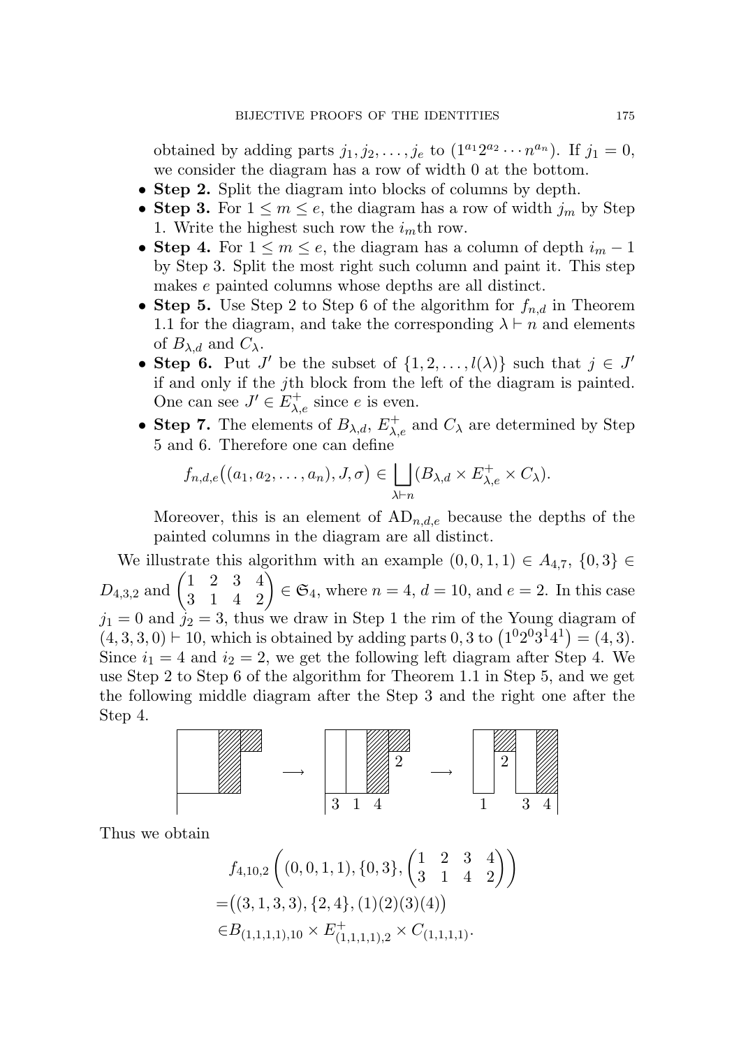obtained by adding parts $j_1, j_2, \ldots, j_e$ to $(1^{a_1}2^{a_2}\cdots n^{a_n})$. If $j_1 = 0$, we consider the diagram has a row of width 0 at the bottom.

- **Step 2.** Split the diagram into blocks of columns by depth.
- **Step 3.** For $1 \le m \le e$, the diagram has a row of width $j_m$ by Step 1. Write the highest such row the $i_m$th row.
- **Step 4.** For $1 \le m \le e$, the diagram has a column of depth $i_m - 1$ by Step 3. Split the most right such column and paint it. This step makes $e$ painted columns whose depths are all distinct.
- **Step 5.** Use Step 2 to Step 6 of the algorithm for $f_{n,d}$ in Theorem 1.1 for the diagram, and take the corresponding $\lambda \vdash n$ and elements of $B_{\lambda,d}$ and $C_\lambda$.
- **Step 6.** Put $J'$ be the subset of $\{1, 2, \ldots, l(\lambda)\}$ such that $j \in J'$ if and only if the $j$th block from the left of the diagram is painted. One can see $J' \in E^+_{\lambda,e}$ since $e$ is even.
- **Step 7.** The elements of $B_{\lambda,d}$, $E^+_{\lambda,e}$ and $C_\lambda$ are determined by Step 5 and 6. Therefore one can define

$$f_{n,d,e}\big((a_1, a_2, \ldots, a_n), J, \sigma\big) \in \bigsqcup_{\lambda \vdash n} (B_{\lambda,d} \times E^+_{\lambda,e} \times C_\lambda).$$

Moreover, this is an element of $\mathrm{AD}_{n,d,e}$ because the depths of the painted columns in the diagram are all distinct.

We illustrate this algorithm with an example $(0, 0, 1, 1) \in A_{4,7}$, $\{0, 3\} \in D_{4,3,2}$ and $\begin{pmatrix} 1 & 2 & 3 & 4 \\ 3 & 1 & 4 & 2 \end{pmatrix} \in \mathfrak{S}_4$, where $n = 4$, $d = 10$, and $e = 2$. In this case $j_1 = 0$ and $j_2 = 3$, thus we draw in Step 1 the rim of the Young diagram of $(4, 3, 3, 0) \vdash 10$, which is obtained by adding parts $0, 3$ to $\left(1^0 2^0 3^1 4^1\right) = (4, 3)$. Since $i_1 = 4$ and $i_2 = 2$, we get the following left diagram after Step 4. We use Step 2 to Step 6 of the algorithm for Theorem 1.1 in Step 5, and we get the following middle diagram after the Step 3 and the right one after the Step 4.

Thus we obtain

$$\begin{aligned}
&f_{4,10,2}\left((0, 0, 1, 1), \{0, 3\}, \begin{pmatrix} 1 & 2 & 3 & 4 \\ 3 & 1 & 4 & 2 \end{pmatrix}\right) \\
=&\big((3, 1, 3, 3), \{2, 4\}, (1)(2)(3)(4)\big) \\
\in& B_{(1,1,1,1),10} \times E^+_{(1,1,1,1),2} \times C_{(1,1,1,1)}.
\end{aligned}$$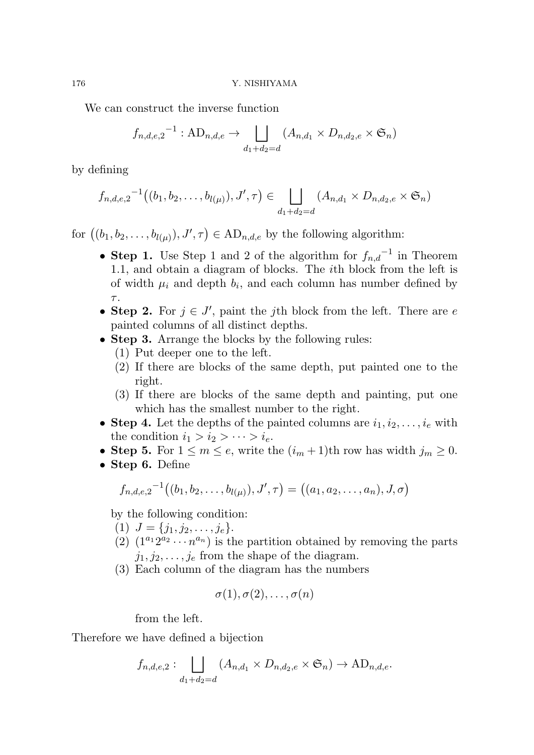We can construct the inverse function

$$
{f_{n,d,e,2}}^{-1} : \mathrm{AD}_{n,d,e} \to \bigsqcup_{d_1+d_2=d} (A_{n,d_1} \times D_{n,d_2,e} \times \mathfrak{S}_n)
$$

by defining

$$
{f_{n,d,e,2}}^{-1}\big((b_1, b_2, \ldots, b_{l(\mu)}), J', \tau\big) \in \bigsqcup_{d_1+d_2=d} (A_{n,d_1} \times D_{n,d_2,e} \times \mathfrak{S}_n)
$$

for $\big((b_1, b_2, \ldots, b_{l(\mu)}), J', \tau\big) \in \mathrm{AD}_{n,d,e}$ by the following algorithm:

- **Step 1.** Use Step 1 and 2 of the algorithm for ${f_{n,d}}^{-1}$ in Theorem 1.1, and obtain a diagram of blocks. The $i$th block from the left is of width $\mu_i$ and depth $b_i$, and each column has number defined by $\tau$.
- **Step 2.** For $j \in J'$, paint the $j$th block from the left. There are $e$ painted columns of all distinct depths.
- **Step 3.** Arrange the blocks by the following rules:
  1. Put deeper one to the left.
  2. If there are blocks of the same depth, put painted one to the right.
  3. If there are blocks of the same depth and painting, put one which has the smallest number to the right.
- **Step 4.** Let the depths of the painted columns are $i_1, i_2, \ldots, i_e$ with the condition $i_1 > i_2 > \cdots > i_e$.
- **Step 5.** For $1 \leq m \leq e$, write the $(i_m + 1)$th row has width $j_m \geq 0$.
- **Step 6.** Define

  $$
  {f_{n,d,e,2}}^{-1}\big((b_1, b_2, \ldots, b_{l(\mu)}), J', \tau\big) = \big((a_1, a_2, \ldots, a_n), J, \sigma\big)
  $$

  by the following condition:
  1. $J = \{j_1, j_2, \ldots, j_e\}$.
  2. $(1^{a_1} 2^{a_2} \cdots n^{a_n})$ is the partition obtained by removing the parts $j_1, j_2, \ldots, j_e$ from the shape of the diagram.
  3. Each column of the diagram has the numbers

     $$
     \sigma(1), \sigma(2), \ldots, \sigma(n)
     $$

     from the left.

Therefore we have defined a bijection

$$
f_{n,d,e,2} : \bigsqcup_{d_1+d_2=d} (A_{n,d_1} \times D_{n,d_2,e} \times \mathfrak{S}_n) \to \mathrm{AD}_{n,d,e}.
$$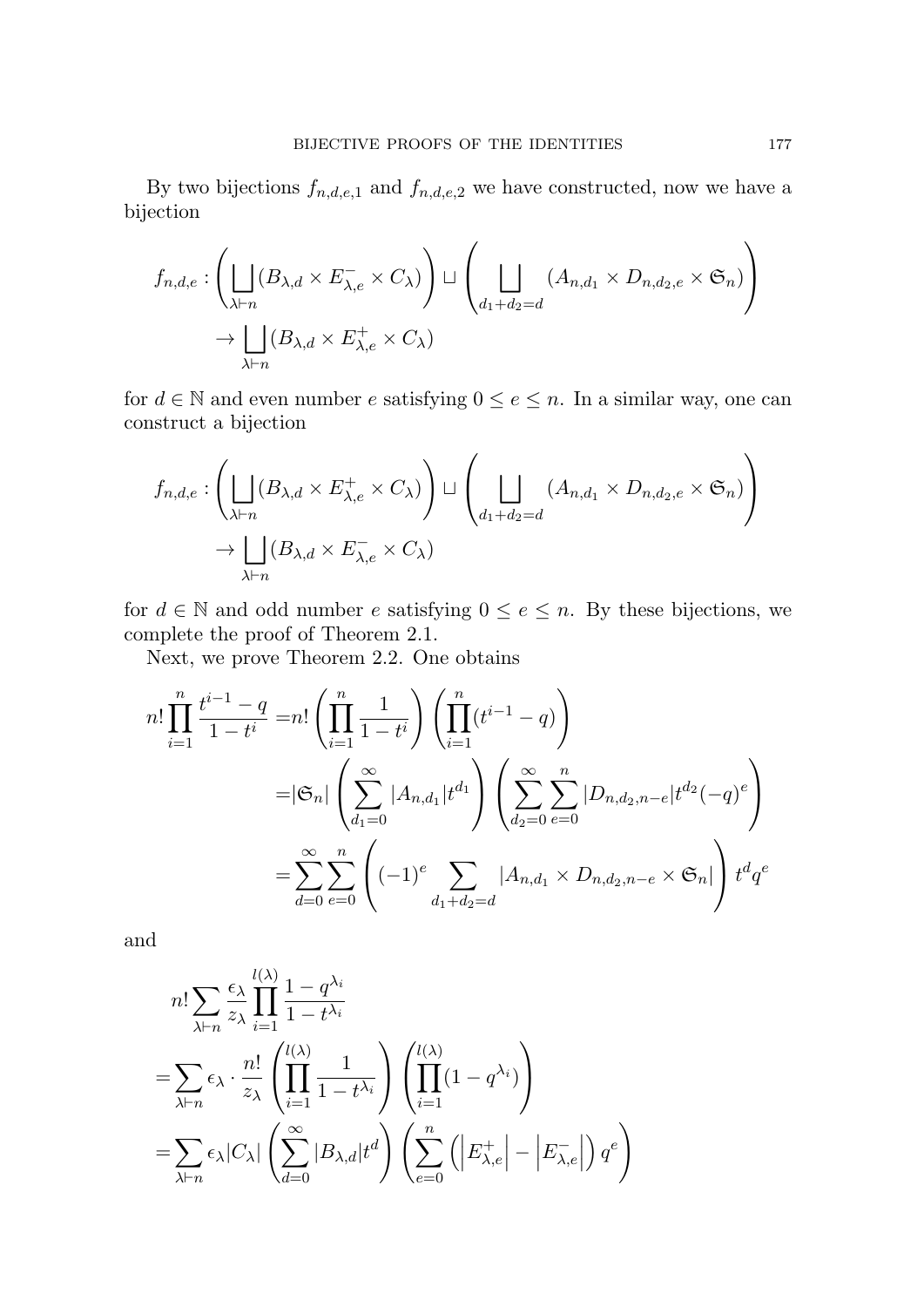By two bijections $f_{n,d,e,1}$ and $f_{n,d,e,2}$ we have constructed, now we have a bijection

$$f_{n,d,e} : \left( \bigsqcup_{\lambda \vdash n} (B_{\lambda,d} \times E^-_{\lambda,e} \times C_\lambda) \right) \sqcup \left( \bigsqcup_{d_1+d_2=d} (A_{n,d_1} \times D_{n,d_2,e} \times \mathfrak{S}_n) \right) \\ \to \bigsqcup_{\lambda \vdash n} (B_{\lambda,d} \times E^+_{\lambda,e} \times C_\lambda)$$

for $d \in \mathbb{N}$ and even number $e$ satisfying $0 \leq e \leq n$. In a similar way, one can construct a bijection

$$f_{n,d,e} : \left( \bigsqcup_{\lambda \vdash n} (B_{\lambda,d} \times E^+_{\lambda,e} \times C_\lambda) \right) \sqcup \left( \bigsqcup_{d_1+d_2=d} (A_{n,d_1} \times D_{n,d_2,e} \times \mathfrak{S}_n) \right) \\ \to \bigsqcup_{\lambda \vdash n} (B_{\lambda,d} \times E^-_{\lambda,e} \times C_\lambda)$$

for $d \in \mathbb{N}$ and odd number $e$ satisfying $0 \leq e \leq n$. By these bijections, we complete the proof of Theorem 2.1.

Next, we prove Theorem 2.2. One obtains

$$\begin{aligned} n! \prod_{i=1}^{n} \frac{t^{i-1} - q}{1 - t^i} &= n! \left( \prod_{i=1}^{n} \frac{1}{1 - t^i} \right) \left( \prod_{i=1}^{n} (t^{i-1} - q) \right) \\ &= |\mathfrak{S}_n| \left( \sum_{d_1=0}^{\infty} |A_{n,d_1}| t^{d_1} \right) \left( \sum_{d_2=0}^{\infty} \sum_{e=0}^{n} |D_{n,d_2,n-e}| t^{d_2} (-q)^e \right) \\ &= \sum_{d=0}^{\infty} \sum_{e=0}^{n} \left( (-1)^e \sum_{d_1+d_2=d} |A_{n,d_1} \times D_{n,d_2,n-e} \times \mathfrak{S}_n| \right) t^d q^e \end{aligned}$$

and

$$\begin{aligned} & n! \sum_{\lambda \vdash n} \frac{\epsilon_\lambda}{z_\lambda} \prod_{i=1}^{l(\lambda)} \frac{1 - q^{\lambda_i}}{1 - t^{\lambda_i}} \\ = & \sum_{\lambda \vdash n} \epsilon_\lambda \cdot \frac{n!}{z_\lambda} \left( \prod_{i=1}^{l(\lambda)} \frac{1}{1 - t^{\lambda_i}} \right) \left( \prod_{i=1}^{l(\lambda)} (1 - q^{\lambda_i}) \right) \\ = & \sum_{\lambda \vdash n} \epsilon_\lambda |C_\lambda| \left( \sum_{d=0}^{\infty} |B_{\lambda,d}| t^d \right) \left( \sum_{e=0}^{n} \left( \left| E^+_{\lambda,e} \right| - \left| E^-_{\lambda,e} \right| \right) q^e \right) \end{aligned}$$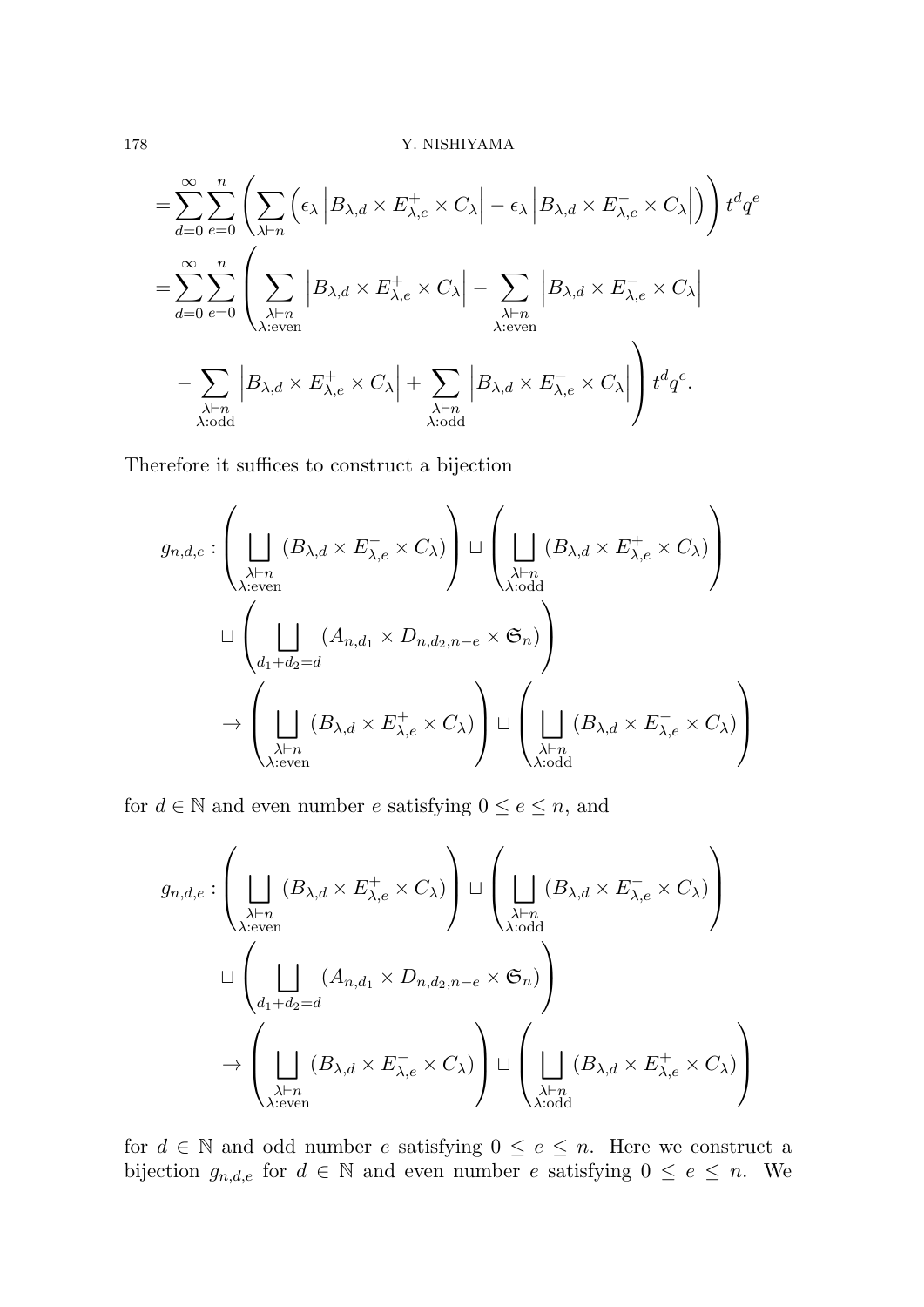$$
\begin{aligned}
&= \sum_{d=0}^{\infty} \sum_{e=0}^{n} \left( \sum_{\lambda \vdash n} \left( \epsilon_\lambda \left| B_{\lambda,d} \times E^{+}_{\lambda,e} \times C_\lambda \right| - \epsilon_\lambda \left| B_{\lambda,d} \times E^{-}_{\lambda,e} \times C_\lambda \right| \right) \right) t^d q^e \\
&= \sum_{d=0}^{\infty} \sum_{e=0}^{n} \left( \sum_{\substack{\lambda \vdash n \\ \lambda:\text{even}}} \left| B_{\lambda,d} \times E^{+}_{\lambda,e} \times C_\lambda \right| - \sum_{\substack{\lambda \vdash n \\ \lambda:\text{even}}} \left| B_{\lambda,d} \times E^{-}_{\lambda,e} \times C_\lambda \right| \right. \\
&\qquad \left. - \sum_{\substack{\lambda \vdash n \\ \lambda:\text{odd}}} \left| B_{\lambda,d} \times E^{+}_{\lambda,e} \times C_\lambda \right| + \sum_{\substack{\lambda \vdash n \\ \lambda:\text{odd}}} \left| B_{\lambda,d} \times E^{-}_{\lambda,e} \times C_\lambda \right| \right) t^d q^e.
\end{aligned}
$$

Therefore it suffices to construct a bijection

$$
\begin{aligned}
g_{n,d,e} : &\left( \bigsqcup_{\substack{\lambda \vdash n \\ \lambda:\text{even}}} (B_{\lambda,d} \times E^{-}_{\lambda,e} \times C_\lambda) \right) \sqcup \left( \bigsqcup_{\substack{\lambda \vdash n \\ \lambda:\text{odd}}} (B_{\lambda,d} \times E^{+}_{\lambda,e} \times C_\lambda) \right) \\
&\sqcup \left( \bigsqcup_{d_1+d_2=d} (A_{n,d_1} \times D_{n,d_2,n-e} \times \mathfrak{S}_n) \right) \\
&\to \left( \bigsqcup_{\substack{\lambda \vdash n \\ \lambda:\text{even}}} (B_{\lambda,d} \times E^{+}_{\lambda,e} \times C_\lambda) \right) \sqcup \left( \bigsqcup_{\substack{\lambda \vdash n \\ \lambda:\text{odd}}} (B_{\lambda,d} \times E^{-}_{\lambda,e} \times C_\lambda) \right)
\end{aligned}
$$

for $d \in \mathbb{N}$ and even number $e$ satisfying $0 \leq e \leq n$, and

$$
\begin{aligned}
g_{n,d,e} : &\left( \bigsqcup_{\substack{\lambda \vdash n \\ \lambda:\text{even}}} (B_{\lambda,d} \times E^{+}_{\lambda,e} \times C_\lambda) \right) \sqcup \left( \bigsqcup_{\substack{\lambda \vdash n \\ \lambda:\text{odd}}} (B_{\lambda,d} \times E^{-}_{\lambda,e} \times C_\lambda) \right) \\
&\sqcup \left( \bigsqcup_{d_1+d_2=d} (A_{n,d_1} \times D_{n,d_2,n-e} \times \mathfrak{S}_n) \right) \\
&\to \left( \bigsqcup_{\substack{\lambda \vdash n \\ \lambda:\text{even}}} (B_{\lambda,d} \times E^{-}_{\lambda,e} \times C_\lambda) \right) \sqcup \left( \bigsqcup_{\substack{\lambda \vdash n \\ \lambda:\text{odd}}} (B_{\lambda,d} \times E^{+}_{\lambda,e} \times C_\lambda) \right)
\end{aligned}
$$

for $d \in \mathbb{N}$ and odd number $e$ satisfying $0 \leq e \leq n$. Here we construct a bijection $g_{n,d,e}$ for $d \in \mathbb{N}$ and even number $e$ satisfying $0 \leq e \leq n$. We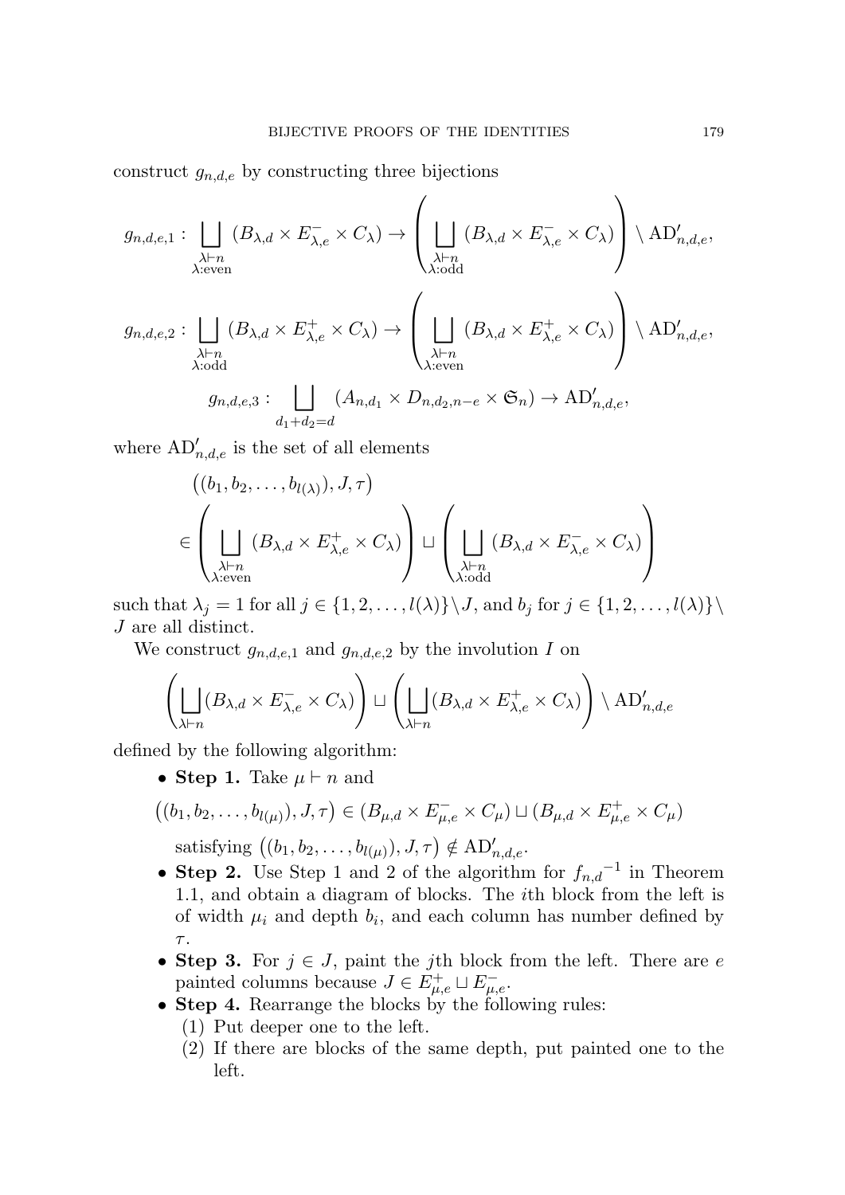construct $g_{n,d,e}$ by constructing three bijections

$$g_{n,d,e,1} : \bigsqcup_{\substack{\lambda \vdash n \\ \lambda\text{:even}}} (B_{\lambda,d} \times E^-_{\lambda,e} \times C_\lambda) \to \left( \bigsqcup_{\substack{\lambda \vdash n \\ \lambda\text{:odd}}} (B_{\lambda,d} \times E^-_{\lambda,e} \times C_\lambda) \right) \setminus \mathrm{AD}'_{n,d,e},$$

$$g_{n,d,e,2} : \bigsqcup_{\substack{\lambda \vdash n \\ \lambda\text{:odd}}} (B_{\lambda,d} \times E^+_{\lambda,e} \times C_\lambda) \to \left( \bigsqcup_{\substack{\lambda \vdash n \\ \lambda\text{:even}}} (B_{\lambda,d} \times E^+_{\lambda,e} \times C_\lambda) \right) \setminus \mathrm{AD}'_{n,d,e},$$

$$g_{n,d,e,3} : \bigsqcup_{d_1+d_2=d} (A_{n,d_1} \times D_{n,d_2,n-e} \times \mathfrak{S}_n) \to \mathrm{AD}'_{n,d,e},$$

where $\mathrm{AD}'_{n,d,e}$ is the set of all elements

$$\begin{aligned} &\left((b_1, b_2, \ldots, b_{l(\lambda)}), J, \tau\right) \\ &\in \left( \bigsqcup_{\substack{\lambda \vdash n \\ \lambda\text{:even}}} (B_{\lambda,d} \times E^+_{\lambda,e} \times C_\lambda) \right) \sqcup \left( \bigsqcup_{\substack{\lambda \vdash n \\ \lambda\text{:odd}}} (B_{\lambda,d} \times E^-_{\lambda,e} \times C_\lambda) \right) \end{aligned}$$

such that $\lambda_j = 1$ for all $j \in \{1, 2, \ldots, l(\lambda)\} \setminus J$, and $b_j$ for $j \in \{1, 2, \ldots, l(\lambda)\} \setminus J$ are all distinct.

We construct $g_{n,d,e,1}$ and $g_{n,d,e,2}$ by the involution $I$ on

$$\left( \bigsqcup_{\lambda \vdash n} (B_{\lambda,d} \times E^-_{\lambda,e} \times C_\lambda) \right) \sqcup \left( \bigsqcup_{\lambda \vdash n} (B_{\lambda,d} \times E^+_{\lambda,e} \times C_\lambda) \right) \setminus \mathrm{AD}'_{n,d,e}$$

defined by the following algorithm:

- **Step 1.** Take $\mu \vdash n$ and

  $\left((b_1, b_2, \ldots, b_{l(\mu)}), J, \tau\right) \in (B_{\mu,d} \times E^-_{\mu,e} \times C_\mu) \sqcup (B_{\mu,d} \times E^+_{\mu,e} \times C_\mu)$

  satisfying $\left((b_1, b_2, \ldots, b_{l(\mu)}), J, \tau\right) \notin \mathrm{AD}'_{n,d,e}$.
- **Step 2.** Use Step 1 and 2 of the algorithm for ${f_{n,d}}^{-1}$ in Theorem 1.1, and obtain a diagram of blocks. The $i$th block from the left is of width $\mu_i$ and depth $b_i$, and each column has number defined by $\tau$.
- **Step 3.** For $j \in J$, paint the $j$th block from the left. There are $e$ painted columns because $J \in E^+_{\mu,e} \sqcup E^-_{\mu,e}$.
- **Step 4.** Rearrange the blocks by the following rules:
  1. Put deeper one to the left.
  2. If there are blocks of the same depth, put painted one to the left.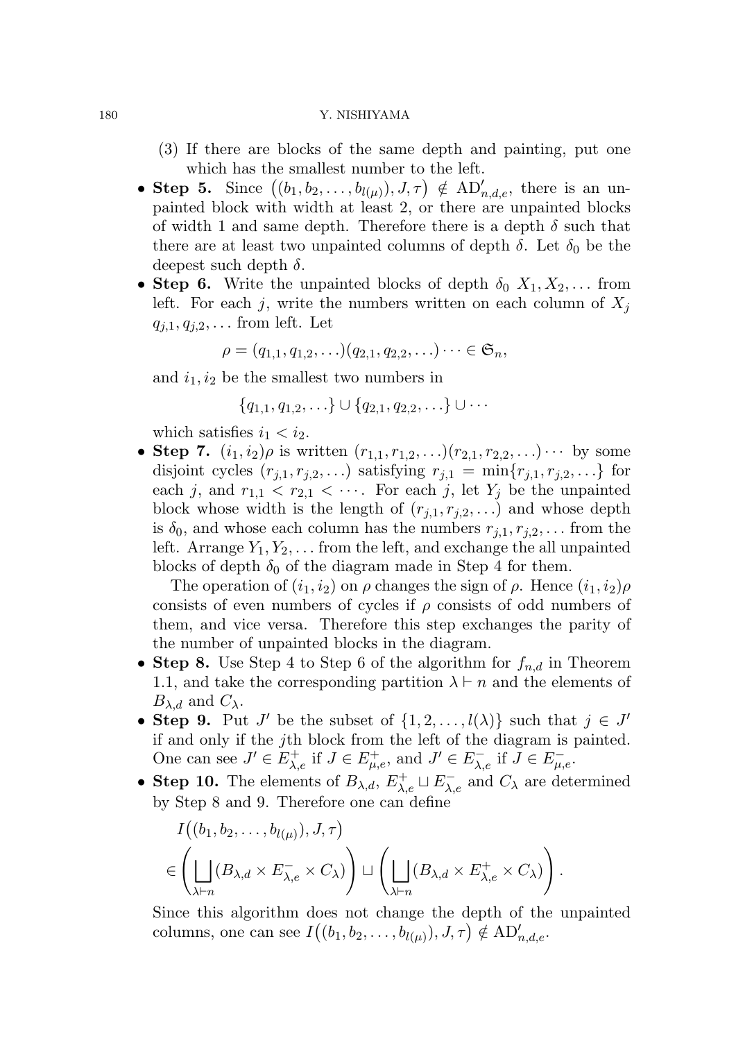(3) If there are blocks of the same depth and painting, put one which has the smallest number to the left.

- **Step 5.** Since $\big((b_1, b_2, \ldots, b_{l(\mu)}), J, \tau\big) \notin \mathrm{AD}'_{n,d,e}$, there is an unpainted block with width at least 2, or there are unpainted blocks of width 1 and same depth. Therefore there is a depth $\delta$ such that there are at least two unpainted columns of depth $\delta$. Let $\delta_0$ be the deepest such depth $\delta$.
- **Step 6.** Write the unpainted blocks of depth $\delta_0$ $X_1, X_2, \ldots$ from left. For each $j$, write the numbers written on each column of $X_j$ $q_{j,1}, q_{j,2}, \ldots$ from left. Let

$$\rho = (q_{1,1}, q_{1,2}, \ldots)(q_{2,1}, q_{2,2}, \ldots) \cdots \in \mathfrak{S}_n,$$

and $i_1, i_2$ be the smallest two numbers in

$$\{q_{1,1}, q_{1,2}, \ldots\} \cup \{q_{2,1}, q_{2,2}, \ldots\} \cup \cdots$$

which satisfies $i_1 < i_2$.
- **Step 7.** $(i_1, i_2)\rho$ is written $(r_{1,1}, r_{1,2}, \ldots)(r_{2,1}, r_{2,2}, \ldots) \cdots$ by some disjoint cycles $(r_{j,1}, r_{j,2}, \ldots)$ satisfying $r_{j,1} = \min\{r_{j,1}, r_{j,2}, \ldots\}$ for each $j$, and $r_{1,1} < r_{2,1} < \cdots$. For each $j$, let $Y_j$ be the unpainted block whose width is the length of $(r_{j,1}, r_{j,2}, \ldots)$ and whose depth is $\delta_0$, and whose each column has the numbers $r_{j,1}, r_{j,2}, \ldots$ from the left. Arrange $Y_1, Y_2, \ldots$ from the left, and exchange the all unpainted blocks of depth $\delta_0$ of the diagram made in Step 4 for them.

  The operation of $(i_1, i_2)$ on $\rho$ changes the sign of $\rho$. Hence $(i_1, i_2)\rho$ consists of even numbers of cycles if $\rho$ consists of odd numbers of them, and vice versa. Therefore this step exchanges the parity of the number of unpainted blocks in the diagram.
- **Step 8.** Use Step 4 to Step 6 of the algorithm for $f_{n,d}$ in Theorem 1.1, and take the corresponding partition $\lambda \vdash n$ and the elements of $B_{\lambda,d}$ and $C_\lambda$.
- **Step 9.** Put $J'$ be the subset of $\{1, 2, \ldots, l(\lambda)\}$ such that $j \in J'$ if and only if the $j$th block from the left of the diagram is painted. One can see $J' \in E^+_{\lambda,e}$ if $J \in E^+_{\mu,e}$, and $J' \in E^-_{\lambda,e}$ if $J \in E^-_{\mu,e}$.
- **Step 10.** The elements of $B_{\lambda,d}$, $E^+_{\lambda,e} \sqcup E^-_{\lambda,e}$ and $C_\lambda$ are determined by Step 8 and 9. Therefore one can define

$$I\big((b_1, b_2, \ldots, b_{l(\mu)}), J, \tau\big) \in \left(\bigsqcup_{\lambda \vdash n} (B_{\lambda,d} \times E^-_{\lambda,e} \times C_\lambda)\right) \sqcup \left(\bigsqcup_{\lambda \vdash n} (B_{\lambda,d} \times E^+_{\lambda,e} \times C_\lambda)\right).$$

  Since this algorithm does not change the depth of the unpainted columns, one can see $I\big((b_1, b_2, \ldots, b_{l(\mu)}), J, \tau\big) \notin \mathrm{AD}'_{n,d,e}$.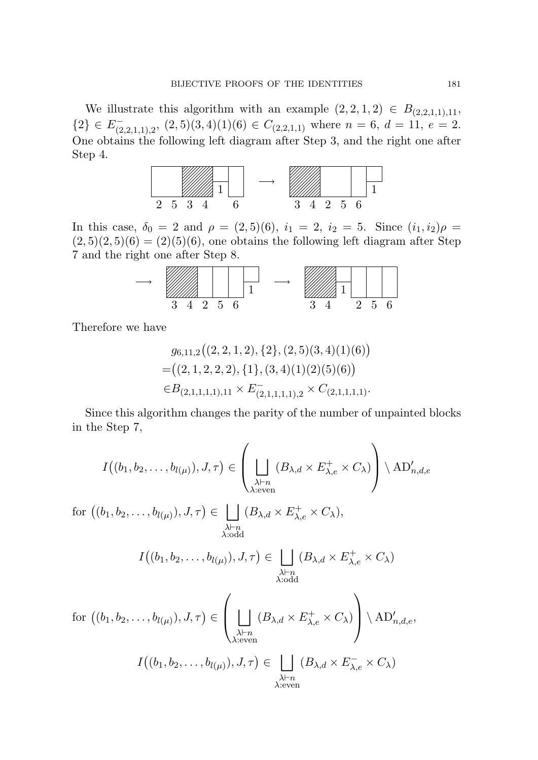We illustrate this algorithm with an example $(2, 2, 1, 2) \in B_{(2,2,1,1),11}$, $\{2\} \in E^-_{(2,2,1,1),2}$, $(2, 5)(3, 4)(1)(6) \in C_{(2,2,1,1)}$ where $n = 6$, $d = 11$, $e = 2$. One obtains the following left diagram after Step 3, and the right one after Step 4.

In this case, $\delta_0 = 2$ and $\rho = (2, 5)(6)$, $i_1 = 2$, $i_2 = 5$. Since $(i_1, i_2)\rho = (2, 5)(2, 5)(6) = (2)(5)(6)$, one obtains the following left diagram after Step 7 and the right one after Step 8.

Therefore we have

$$
\begin{aligned}
&g_{6,11,2}\big((2, 2, 1, 2), \{2\}, (2, 5)(3, 4)(1)(6)\big)\\
=&\big((2, 1, 2, 2, 2), \{1\}, (3, 4)(1)(2)(5)(6)\big)\\
\in&B_{(2,1,1,1,1),11} \times E^-_{(2,1,1,1,1),2} \times C_{(2,1,1,1,1)}.
\end{aligned}
$$

Since this algorithm changes the parity of the number of unpainted blocks in the Step 7,

$$
I\big((b_1, b_2, \dots, b_{l(\mu)}), J, \tau\big) \in \left( \bigsqcup_{\substack{\lambda \vdash n \\ \lambda:\text{even}}} (B_{\lambda,d} \times E^+_{\lambda,e} \times C_\lambda) \right) \setminus \mathrm{AD}'_{n,d,e}
$$

for $\big((b_1, b_2, \dots, b_{l(\mu)}), J, \tau\big) \in \bigsqcup_{\substack{\lambda \vdash n \\ \lambda:\text{odd}}} (B_{\lambda,d} \times E^+_{\lambda,e} \times C_\lambda)$,

$$
I\big((b_1, b_2, \dots, b_{l(\mu)}), J, \tau\big) \in \bigsqcup_{\substack{\lambda \vdash n \\ \lambda:\text{odd}}} (B_{\lambda,d} \times E^+_{\lambda,e} \times C_\lambda)
$$

for $\big((b_1, b_2, \dots, b_{l(\mu)}), J, \tau\big) \in \left( \bigsqcup_{\substack{\lambda \vdash n \\ \lambda:\text{even}}} (B_{\lambda,d} \times E^+_{\lambda,e} \times C_\lambda) \right) \setminus \mathrm{AD}'_{n,d,e}$,

$$
I\big((b_1, b_2, \dots, b_{l(\mu)}), J, \tau\big) \in \bigsqcup_{\substack{\lambda \vdash n \\ \lambda:\text{even}}} (B_{\lambda,d} \times E^-_{\lambda,e} \times C_\lambda)
$$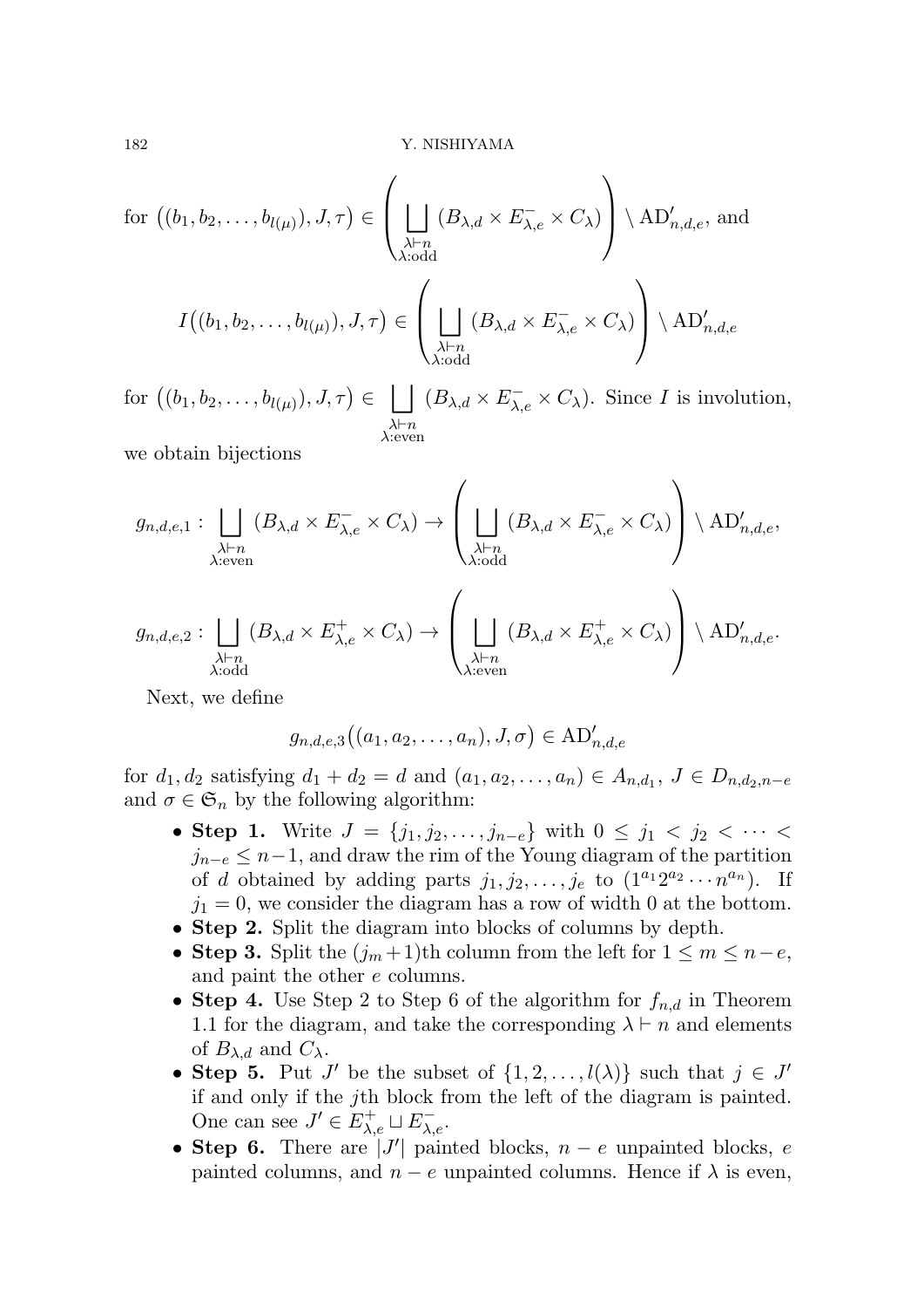for $\big((b_1, b_2, \ldots, b_{l(\mu)}), J, \tau\big) \in \left( \bigsqcup_{\substack{\lambda \vdash n \\ \lambda:\text{odd}}} (B_{\lambda,d} \times E^-_{\lambda,e} \times C_\lambda) \right) \setminus \mathrm{AD}'_{n,d,e}$, and

$$I\big((b_1, b_2, \ldots, b_{l(\mu)}), J, \tau\big) \in \left( \bigsqcup_{\substack{\lambda \vdash n \\ \lambda:\text{odd}}} (B_{\lambda,d} \times E^-_{\lambda,e} \times C_\lambda) \right) \setminus \mathrm{AD}'_{n,d,e}$$

for $\big((b_1, b_2, \ldots, b_{l(\mu)}), J, \tau\big) \in \bigsqcup_{\substack{\lambda \vdash n \\ \lambda:\text{even}}} (B_{\lambda,d} \times E^-_{\lambda,e} \times C_\lambda)$. Since $I$ is involution, we obtain bijections

$$g_{n,d,e,1} : \bigsqcup_{\substack{\lambda \vdash n \\ \lambda:\text{even}}} (B_{\lambda,d} \times E^-_{\lambda,e} \times C_\lambda) \to \left( \bigsqcup_{\substack{\lambda \vdash n \\ \lambda:\text{odd}}} (B_{\lambda,d} \times E^-_{\lambda,e} \times C_\lambda) \right) \setminus \mathrm{AD}'_{n,d,e},$$

$$g_{n,d,e,2} : \bigsqcup_{\substack{\lambda \vdash n \\ \lambda:\text{odd}}} (B_{\lambda,d} \times E^+_{\lambda,e} \times C_\lambda) \to \left( \bigsqcup_{\substack{\lambda \vdash n \\ \lambda:\text{even}}} (B_{\lambda,d} \times E^+_{\lambda,e} \times C_\lambda) \right) \setminus \mathrm{AD}'_{n,d,e}.$$

Next, we define

$$g_{n,d,e,3}\big((a_1, a_2, \ldots, a_n), J, \sigma\big) \in \mathrm{AD}'_{n,d,e}$$

for $d_1, d_2$ satisfying $d_1 + d_2 = d$ and $(a_1, a_2, \ldots, a_n) \in A_{n,d_1}$, $J \in D_{n,d_2,n-e}$ and $\sigma \in \mathfrak{S}_n$ by the following algorithm:

- **Step 1.** Write $J = \{j_1, j_2, \ldots, j_{n-e}\}$ with $0 \le j_1 < j_2 < \cdots < j_{n-e} \le n-1$, and draw the rim of the Young diagram of the partition of $d$ obtained by adding parts $j_1, j_2, \ldots, j_e$ to $(1^{a_1} 2^{a_2} \cdots n^{a_n})$. If $j_1 = 0$, we consider the diagram has a row of width 0 at the bottom.
- **Step 2.** Split the diagram into blocks of columns by depth.
- **Step 3.** Split the $(j_m+1)$th column from the left for $1 \le m \le n-e$, and paint the other $e$ columns.
- **Step 4.** Use Step 2 to Step 6 of the algorithm for $f_{n,d}$ in Theorem 1.1 for the diagram, and take the corresponding $\lambda \vdash n$ and elements of $B_{\lambda,d}$ and $C_\lambda$.
- **Step 5.** Put $J'$ be the subset of $\{1, 2, \ldots, l(\lambda)\}$ such that $j \in J'$ if and only if the $j$th block from the left of the diagram is painted. One can see $J' \in E^+_{\lambda,e} \sqcup E^-_{\lambda,e}$.
- **Step 6.** There are $|J'|$ painted blocks, $n-e$ unpainted blocks, $e$ painted columns, and $n-e$ unpainted columns. Hence if $\lambda$ is even,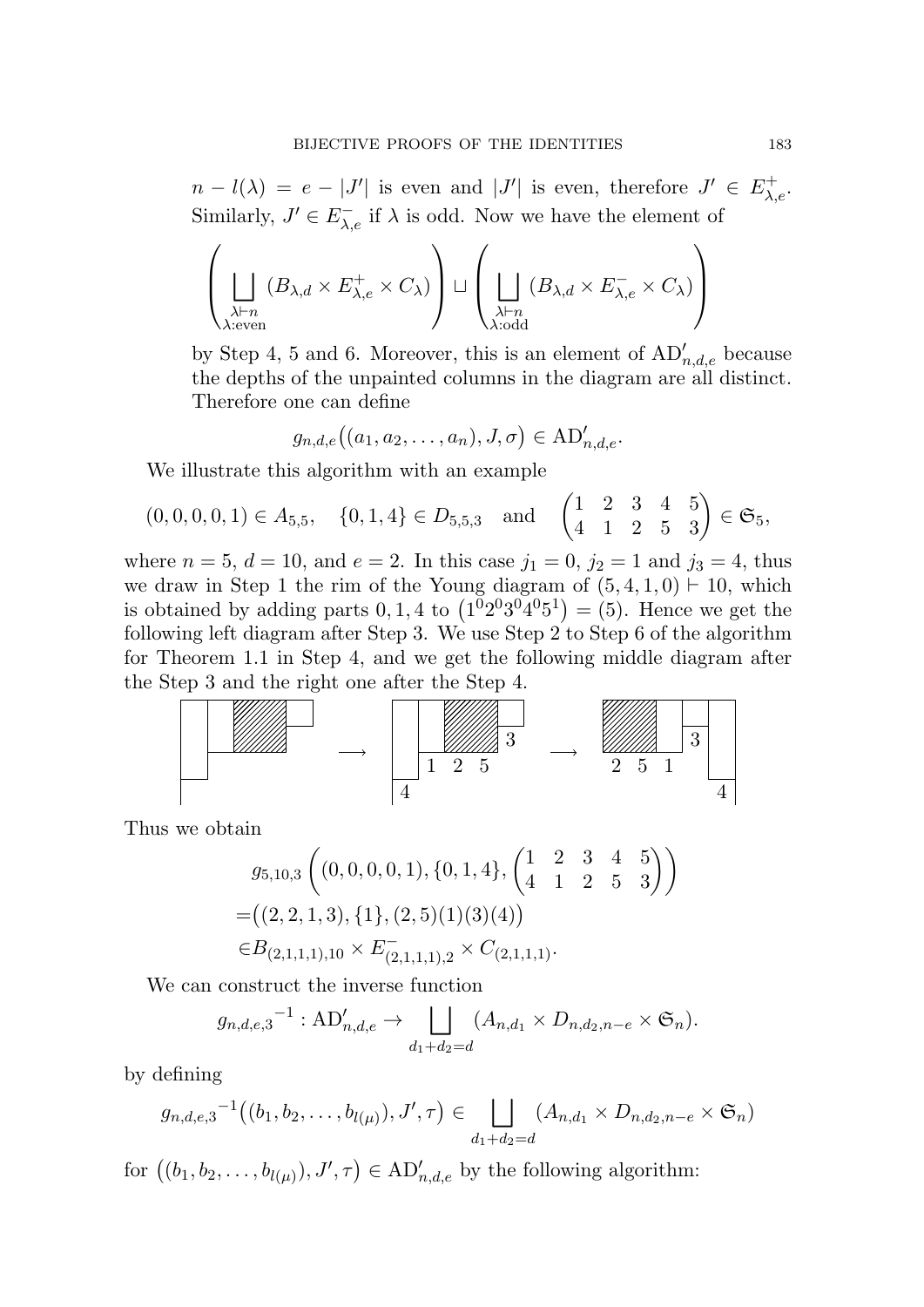$n - l(\lambda) = e - |J'|$ is even and $|J'|$ is even, therefore $J' \in E^+_{\lambda,e}$. Similarly, $J' \in E^-_{\lambda,e}$ if $\lambda$ is odd. Now we have the element of

$$\left( \bigsqcup_{\substack{\lambda \vdash n \\ \lambda:\text{even}}} (B_{\lambda,d} \times E^+_{\lambda,e} \times C_\lambda) \right) \sqcup \left( \bigsqcup_{\substack{\lambda \vdash n \\ \lambda:\text{odd}}} (B_{\lambda,d} \times E^-_{\lambda,e} \times C_\lambda) \right)$$

by Step 4, 5 and 6. Moreover, this is an element of $\mathrm{AD}'_{n,d,e}$ because the depths of the unpainted columns in the diagram are all distinct. Therefore one can define

$$g_{n,d,e}\big((a_1, a_2, \ldots, a_n), J, \sigma\big) \in \mathrm{AD}'_{n,d,e}.$$

We illustrate this algorithm with an example

$$(0,0,0,0,1) \in A_{5,5}, \quad \{0,1,4\} \in D_{5,5,3} \quad \text{and} \quad \begin{pmatrix} 1 & 2 & 3 & 4 & 5 \\ 4 & 1 & 2 & 5 & 3 \end{pmatrix} \in \mathfrak{S}_5,$$

where $n = 5$, $d = 10$, and $e = 2$. In this case $j_1 = 0$, $j_2 = 1$ and $j_3 = 4$, thus we draw in Step 1 the rim of the Young diagram of $(5,4,1,0) \vdash 10$, which is obtained by adding parts $0, 1, 4$ to $\big(1^0 2^0 3^0 4^0 5^1\big) = (5)$. Hence we get the following left diagram after Step 3. We use Step 2 to Step 6 of the algorithm for Theorem 1.1 in Step 4, and we get the following middle diagram after the Step 3 and the right one after the Step 4.

Thus we obtain

$$\begin{aligned}
&g_{5,10,3}\left((0,0,0,0,1), \{0,1,4\}, \begin{pmatrix} 1 & 2 & 3 & 4 & 5 \\ 4 & 1 & 2 & 5 & 3 \end{pmatrix}\right) \\
=&\big((2,2,1,3), \{1\}, (2,5)(1)(3)(4)\big) \\
\in& B_{(2,1,1,1),10} \times E^-_{(2,1,1,1),2} \times C_{(2,1,1,1)}.
\end{aligned}$$

We can construct the inverse function

$${g_{n,d,e,3}}^{-1} : \mathrm{AD}'_{n,d,e} \to \bigsqcup_{d_1+d_2=d} (A_{n,d_1} \times D_{n,d_2,n-e} \times \mathfrak{S}_n).$$

by defining

$${g_{n,d,e,3}}^{-1}\big((b_1, b_2, \ldots, b_{l(\mu)}), J', \tau\big) \in \bigsqcup_{d_1+d_2=d} (A_{n,d_1} \times D_{n,d_2,n-e} \times \mathfrak{S}_n)$$

for $\big((b_1, b_2, \ldots, b_{l(\mu)}), J', \tau\big) \in \mathrm{AD}'_{n,d,e}$ by the following algorithm: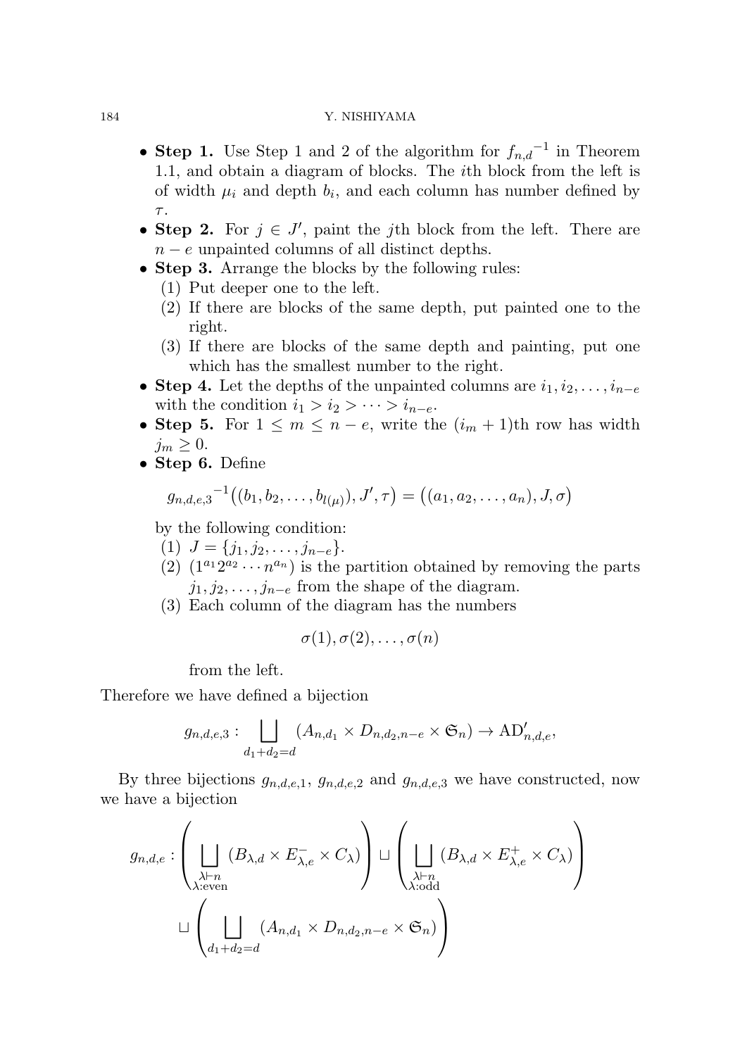- **Step 1.** Use Step 1 and 2 of the algorithm for ${f_{n,d}}^{-1}$ in Theorem 1.1, and obtain a diagram of blocks. The $i$th block from the left is of width $\mu_i$ and depth $b_i$, and each column has number defined by $\tau$.
- **Step 2.** For $j \in J'$, paint the $j$th block from the left. There are $n-e$ unpainted columns of all distinct depths.
- **Step 3.** Arrange the blocks by the following rules:
  (1) Put deeper one to the left.
  (2) If there are blocks of the same depth, put painted one to the right.
  (3) If there are blocks of the same depth and painting, put one which has the smallest number to the right.
- **Step 4.** Let the depths of the unpainted columns are $i_1, i_2, \ldots, i_{n-e}$ with the condition $i_1 > i_2 > \cdots > i_{n-e}$.
- **Step 5.** For $1 \leq m \leq n-e$, write the $(i_m+1)$th row has width $j_m \geq 0$.
- **Step 6.** Define

$$ {g_{n,d,e,3}}^{-1}\big((b_1, b_2, \ldots, b_{l(\mu)}), J', \tau\big) = \big((a_1, a_2, \ldots, a_n), J, \sigma\big) $$

  by the following condition:
  (1) $J = \{j_1, j_2, \ldots, j_{n-e}\}$.
  (2) $(1^{a_1} 2^{a_2} \cdots n^{a_n})$ is the partition obtained by removing the parts $j_1, j_2, \ldots, j_{n-e}$ from the shape of the diagram.
  (3) Each column of the diagram has the numbers

$$ \sigma(1), \sigma(2), \ldots, \sigma(n) $$

  from the left.

Therefore we have defined a bijection

$$ g_{n,d,e,3} : \bigsqcup_{d_1+d_2=d} (A_{n,d_1} \times D_{n,d_2,n-e} \times \mathfrak{S}_n) \to \mathrm{AD}'_{n,d,e}, $$

By three bijections $g_{n,d,e,1}$, $g_{n,d,e,2}$ and $g_{n,d,e,3}$ we have constructed, now we have a bijection

$$ g_{n,d,e} : \left( \bigsqcup_{\substack{\lambda \vdash n \\ \lambda:\text{even}}} (B_{\lambda,d} \times E^-_{\lambda,e} \times C_\lambda) \right) \sqcup \left( \bigsqcup_{\substack{\lambda \vdash n \\ \lambda:\text{odd}}} (B_{\lambda,d} \times E^+_{\lambda,e} \times C_\lambda) \right) $$
$$ \sqcup \left( \bigsqcup_{d_1+d_2=d} (A_{n,d_1} \times D_{n,d_2,n-e} \times \mathfrak{S}_n) \right) $$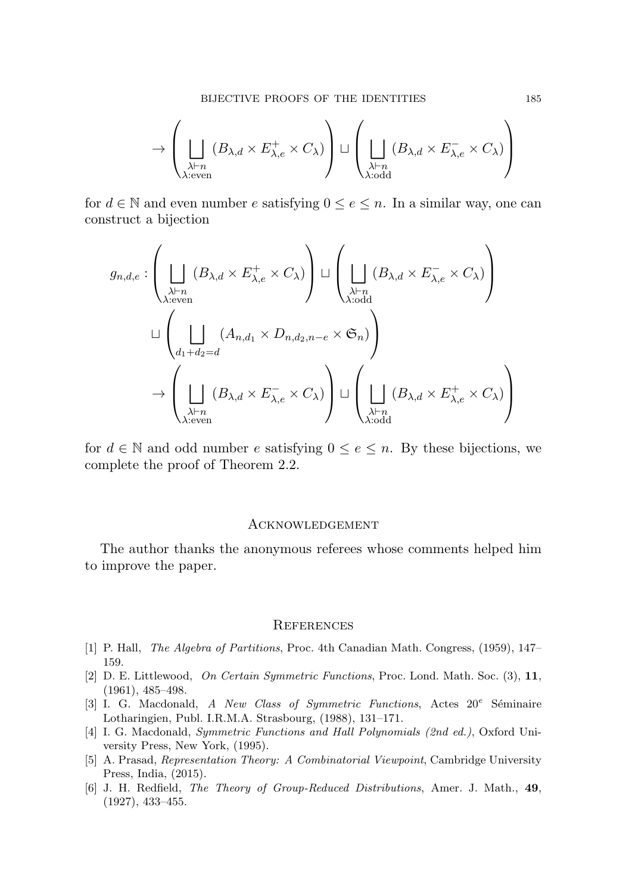$$\to \left( \bigsqcup_{\substack{\lambda \vdash n \\ \lambda:\text{even}}} (B_{\lambda,d} \times E^{+}_{\lambda,e} \times C_\lambda) \right) \sqcup \left( \bigsqcup_{\substack{\lambda \vdash n \\ \lambda:\text{odd}}} (B_{\lambda,d} \times E^{-}_{\lambda,e} \times C_\lambda) \right)$$

for $d \in \mathbb{N}$ and even number $e$ satisfying $0 \leq e \leq n$. In a similar way, one can construct a bijection

$$g_{n,d,e} : \left( \bigsqcup_{\substack{\lambda \vdash n \\ \lambda:\text{even}}} (B_{\lambda,d} \times E^{+}_{\lambda,e} \times C_\lambda) \right) \sqcup \left( \bigsqcup_{\substack{\lambda \vdash n \\ \lambda:\text{odd}}} (B_{\lambda,d} \times E^{-}_{\lambda,e} \times C_\lambda) \right)$$

$$\sqcup \left( \bigsqcup_{d_1+d_2=d} (A_{n,d_1} \times D_{n,d_2,n-e} \times \mathfrak{S}_n) \right)$$

$$\to \left( \bigsqcup_{\substack{\lambda \vdash n \\ \lambda:\text{even}}} (B_{\lambda,d} \times E^{-}_{\lambda,e} \times C_\lambda) \right) \sqcup \left( \bigsqcup_{\substack{\lambda \vdash n \\ \lambda:\text{odd}}} (B_{\lambda,d} \times E^{+}_{\lambda,e} \times C_\lambda) \right)$$

for $d \in \mathbb{N}$ and odd number $e$ satisfying $0 \leq e \leq n$. By these bijections, we complete the proof of Theorem 2.2.

## Acknowledgement

The author thanks the anonymous referees whose comments helped him to improve the paper.

## References

[1] P. Hall, *The Algebra of Partitions*, Proc. 4th Canadian Math. Congress, (1959), 147–159.

[2] D. E. Littlewood, *On Certain Symmetric Functions*, Proc. Lond. Math. Soc. (3), **11**, (1961), 485–498.

[3] I. G. Macdonald, *A New Class of Symmetric Functions*, Actes 20$^e$ Séminaire Lotharingien, Publ. I.R.M.A. Strasbourg, (1988), 131–171.

[4] I. G. Macdonald, *Symmetric Functions and Hall Polynomials (2nd ed.)*, Oxford University Press, New York, (1995).

[5] A. Prasad, *Representation Theory: A Combinatorial Viewpoint*, Cambridge University Press, India, (2015).

[6] J. H. Redfield, *The Theory of Group-Reduced Distributions*, Amer. J. Math., **49**, (1927), 433–455.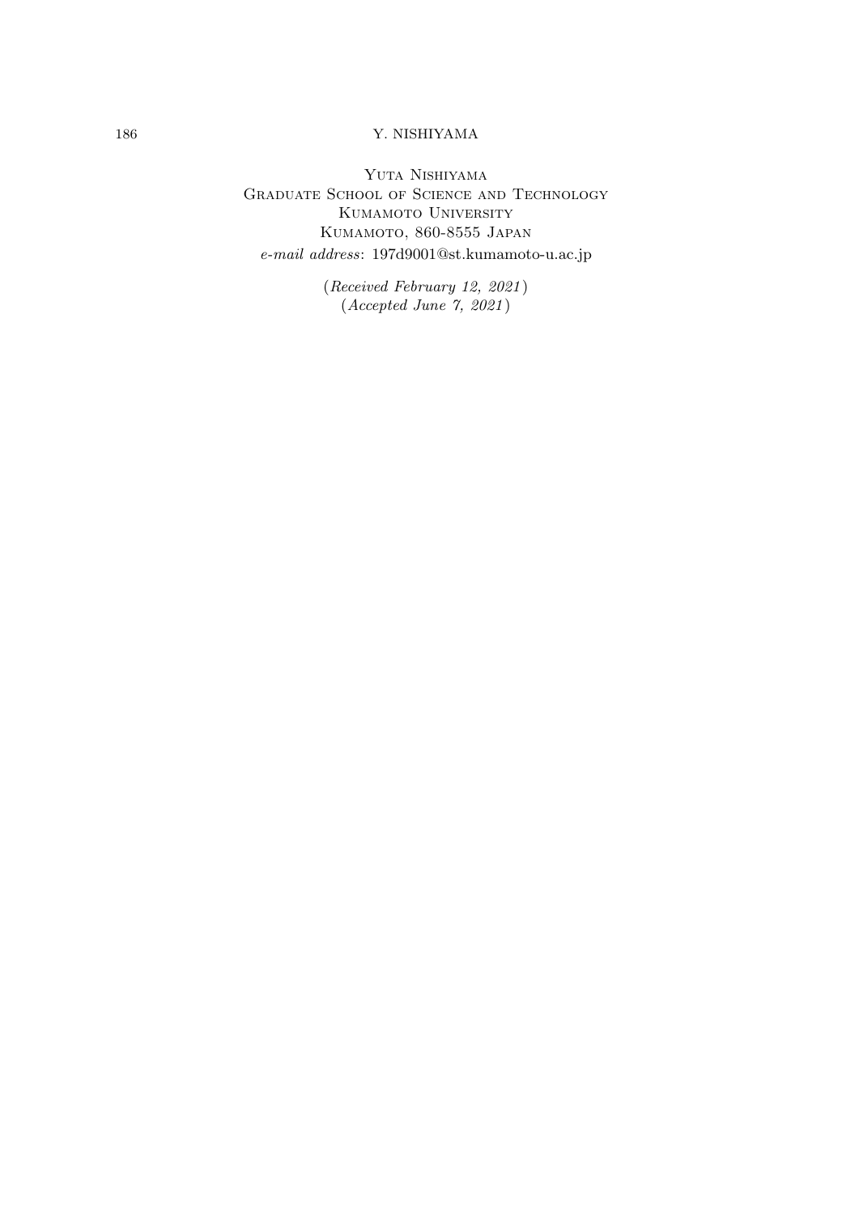Yuta Nishiyama
Graduate School of Science and Technology
Kumamoto University
Kumamoto, 860-8555 Japan
*e-mail address*: 197d9001@st.kumamoto-u.ac.jp

(*Received February 12, 2021*)
(*Accepted June 7, 2021*)